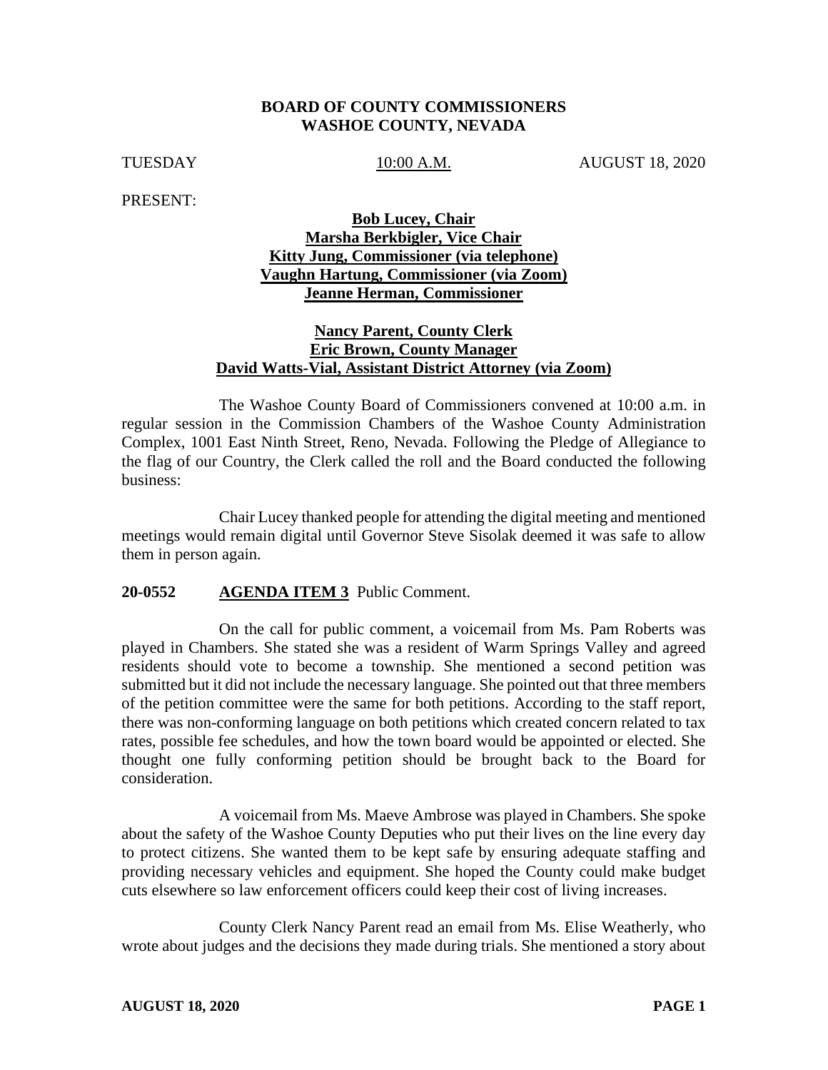**BOARD OF COUNTY COMMISSIONERS**
**WASHOE COUNTY, NEVADA**

TUESDAY 10:00 A.M. AUGUST 18, 2020

PRESENT:

**Bob Lucey, Chair**
**Marsha Berkbigler, Vice Chair**
**Kitty Jung, Commissioner (via telephone)**
**Vaughn Hartung, Commissioner (via Zoom)**
**Jeanne Herman, Commissioner**

**Nancy Parent, County Clerk**
**Eric Brown, County Manager**
**David Watts-Vial, Assistant District Attorney (via Zoom)**

The Washoe County Board of Commissioners convened at 10:00 a.m. in regular session in the Commission Chambers of the Washoe County Administration Complex, 1001 East Ninth Street, Reno, Nevada. Following the Pledge of Allegiance to the flag of our Country, the Clerk called the roll and the Board conducted the following business:

Chair Lucey thanked people for attending the digital meeting and mentioned meetings would remain digital until Governor Steve Sisolak deemed it was safe to allow them in person again.

**20-0552 AGENDA ITEM 3** Public Comment.

On the call for public comment, a voicemail from Ms. Pam Roberts was played in Chambers. She stated she was a resident of Warm Springs Valley and agreed residents should vote to become a township. She mentioned a second petition was submitted but it did not include the necessary language. She pointed out that three members of the petition committee were the same for both petitions. According to the staff report, there was non-conforming language on both petitions which created concern related to tax rates, possible fee schedules, and how the town board would be appointed or elected. She thought one fully conforming petition should be brought back to the Board for consideration.

A voicemail from Ms. Maeve Ambrose was played in Chambers. She spoke about the safety of the Washoe County Deputies who put their lives on the line every day to protect citizens. She wanted them to be kept safe by ensuring adequate staffing and providing necessary vehicles and equipment. She hoped the County could make budget cuts elsewhere so law enforcement officers could keep their cost of living increases.

County Clerk Nancy Parent read an email from Ms. Elise Weatherly, who wrote about judges and the decisions they made during trials. She mentioned a story about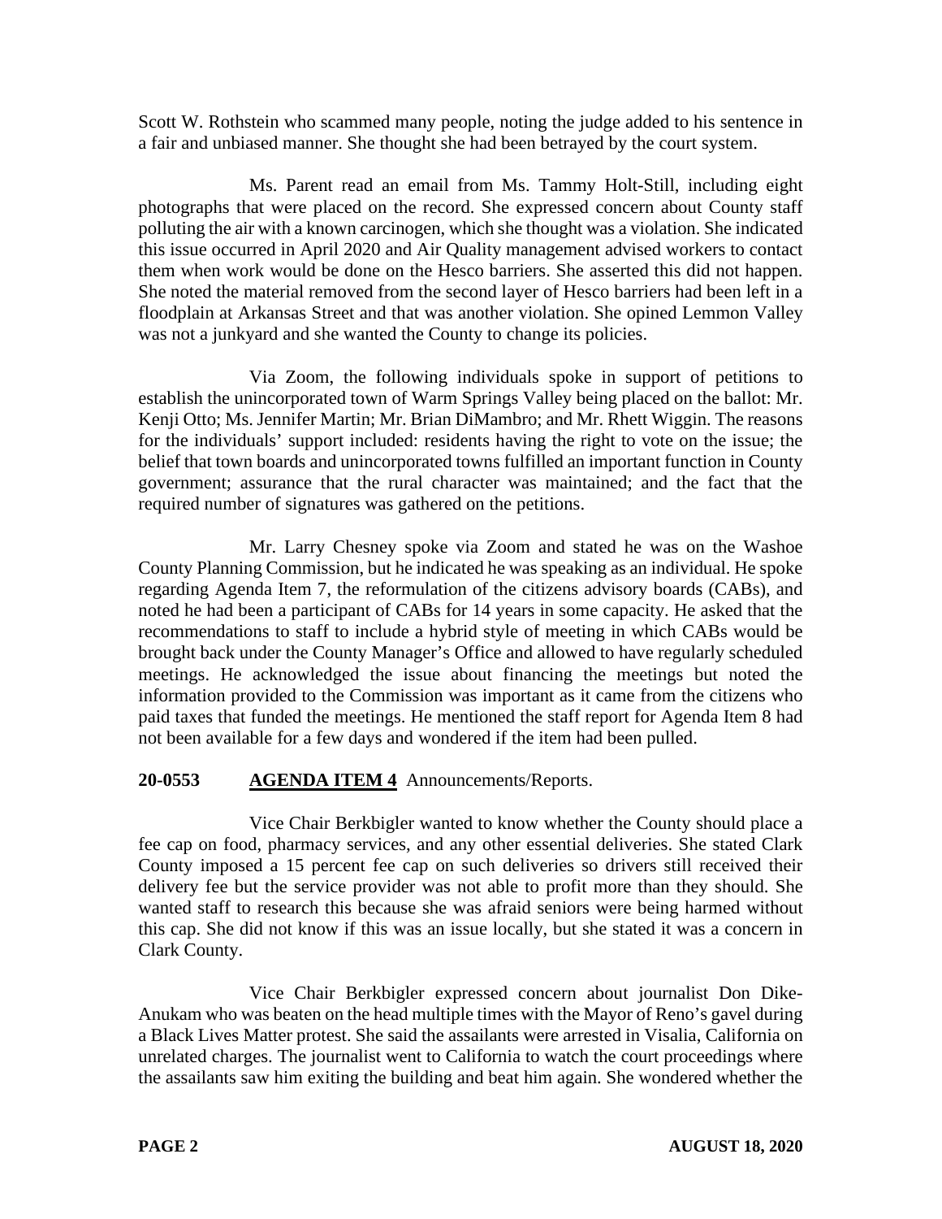Scott W. Rothstein who scammed many people, noting the judge added to his sentence in a fair and unbiased manner. She thought she had been betrayed by the court system.

Ms. Parent read an email from Ms. Tammy Holt-Still, including eight photographs that were placed on the record. She expressed concern about County staff polluting the air with a known carcinogen, which she thought was a violation. She indicated this issue occurred in April 2020 and Air Quality management advised workers to contact them when work would be done on the Hesco barriers. She asserted this did not happen. She noted the material removed from the second layer of Hesco barriers had been left in a floodplain at Arkansas Street and that was another violation. She opined Lemmon Valley was not a junkyard and she wanted the County to change its policies.

Via Zoom, the following individuals spoke in support of petitions to establish the unincorporated town of Warm Springs Valley being placed on the ballot: Mr. Kenji Otto; Ms. Jennifer Martin; Mr. Brian DiMambro; and Mr. Rhett Wiggin. The reasons for the individuals' support included: residents having the right to vote on the issue; the belief that town boards and unincorporated towns fulfilled an important function in County government; assurance that the rural character was maintained; and the fact that the required number of signatures was gathered on the petitions.

Mr. Larry Chesney spoke via Zoom and stated he was on the Washoe County Planning Commission, but he indicated he was speaking as an individual. He spoke regarding Agenda Item 7, the reformulation of the citizens advisory boards (CABs), and noted he had been a participant of CABs for 14 years in some capacity. He asked that the recommendations to staff to include a hybrid style of meeting in which CABs would be brought back under the County Manager's Office and allowed to have regularly scheduled meetings. He acknowledged the issue about financing the meetings but noted the information provided to the Commission was important as it came from the citizens who paid taxes that funded the meetings. He mentioned the staff report for Agenda Item 8 had not been available for a few days and wondered if the item had been pulled.

**20-0553 AGENDA ITEM 4** Announcements/Reports.

Vice Chair Berkbigler wanted to know whether the County should place a fee cap on food, pharmacy services, and any other essential deliveries. She stated Clark County imposed a 15 percent fee cap on such deliveries so drivers still received their delivery fee but the service provider was not able to profit more than they should. She wanted staff to research this because she was afraid seniors were being harmed without this cap. She did not know if this was an issue locally, but she stated it was a concern in Clark County.

Vice Chair Berkbigler expressed concern about journalist Don Dike-Anukam who was beaten on the head multiple times with the Mayor of Reno's gavel during a Black Lives Matter protest. She said the assailants were arrested in Visalia, California on unrelated charges. The journalist went to California to watch the court proceedings where the assailants saw him exiting the building and beat him again. She wondered whether the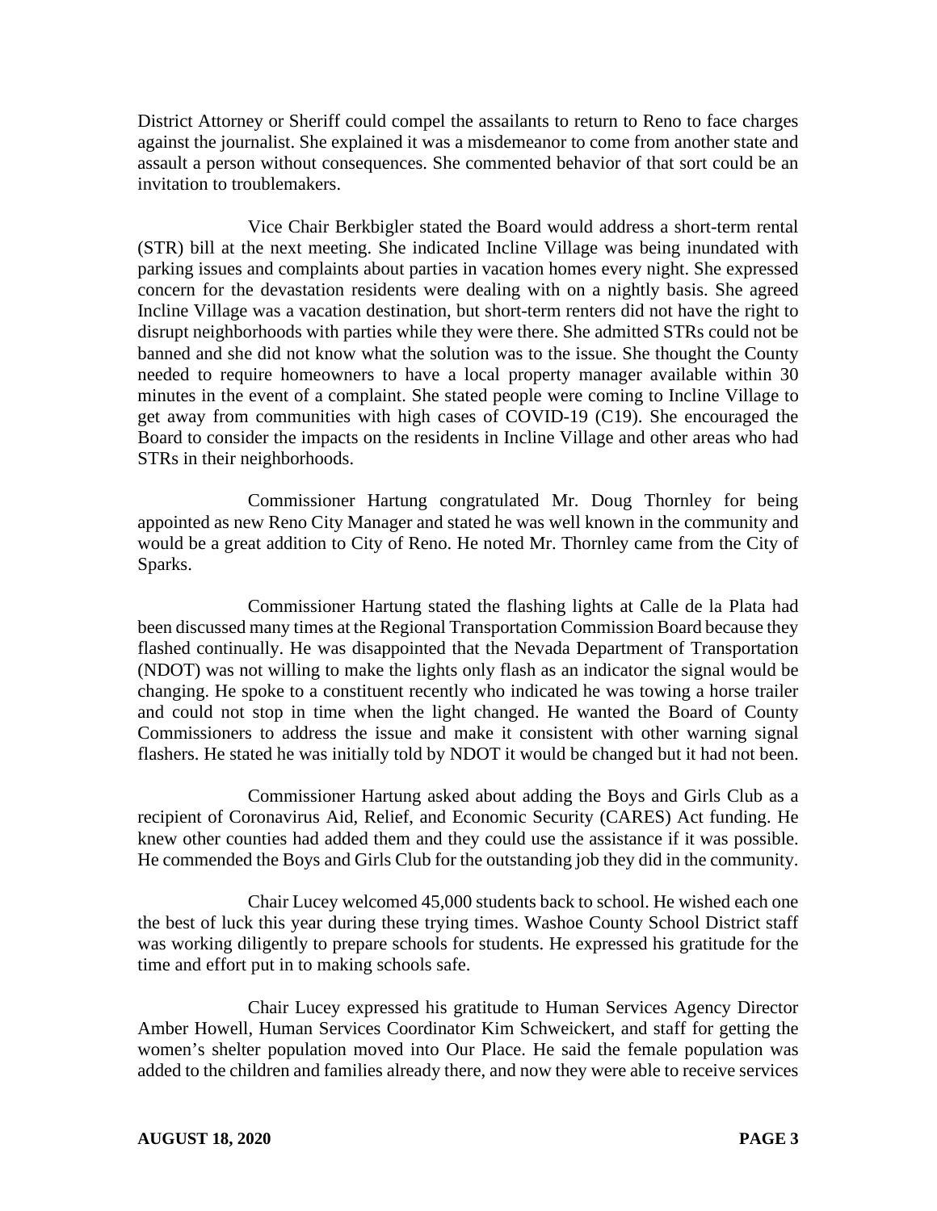District Attorney or Sheriff could compel the assailants to return to Reno to face charges against the journalist. She explained it was a misdemeanor to come from another state and assault a person without consequences. She commented behavior of that sort could be an invitation to troublemakers.

Vice Chair Berkbigler stated the Board would address a short-term rental (STR) bill at the next meeting. She indicated Incline Village was being inundated with parking issues and complaints about parties in vacation homes every night. She expressed concern for the devastation residents were dealing with on a nightly basis. She agreed Incline Village was a vacation destination, but short-term renters did not have the right to disrupt neighborhoods with parties while they were there. She admitted STRs could not be banned and she did not know what the solution was to the issue. She thought the County needed to require homeowners to have a local property manager available within 30 minutes in the event of a complaint. She stated people were coming to Incline Village to get away from communities with high cases of COVID-19 (C19). She encouraged the Board to consider the impacts on the residents in Incline Village and other areas who had STRs in their neighborhoods.

Commissioner Hartung congratulated Mr. Doug Thornley for being appointed as new Reno City Manager and stated he was well known in the community and would be a great addition to City of Reno. He noted Mr. Thornley came from the City of Sparks.

Commissioner Hartung stated the flashing lights at Calle de la Plata had been discussed many times at the Regional Transportation Commission Board because they flashed continually. He was disappointed that the Nevada Department of Transportation (NDOT) was not willing to make the lights only flash as an indicator the signal would be changing. He spoke to a constituent recently who indicated he was towing a horse trailer and could not stop in time when the light changed. He wanted the Board of County Commissioners to address the issue and make it consistent with other warning signal flashers. He stated he was initially told by NDOT it would be changed but it had not been.

Commissioner Hartung asked about adding the Boys and Girls Club as a recipient of Coronavirus Aid, Relief, and Economic Security (CARES) Act funding. He knew other counties had added them and they could use the assistance if it was possible. He commended the Boys and Girls Club for the outstanding job they did in the community.

Chair Lucey welcomed 45,000 students back to school. He wished each one the best of luck this year during these trying times. Washoe County School District staff was working diligently to prepare schools for students. He expressed his gratitude for the time and effort put in to making schools safe.

Chair Lucey expressed his gratitude to Human Services Agency Director Amber Howell, Human Services Coordinator Kim Schweickert, and staff for getting the women's shelter population moved into Our Place. He said the female population was added to the children and families already there, and now they were able to receive services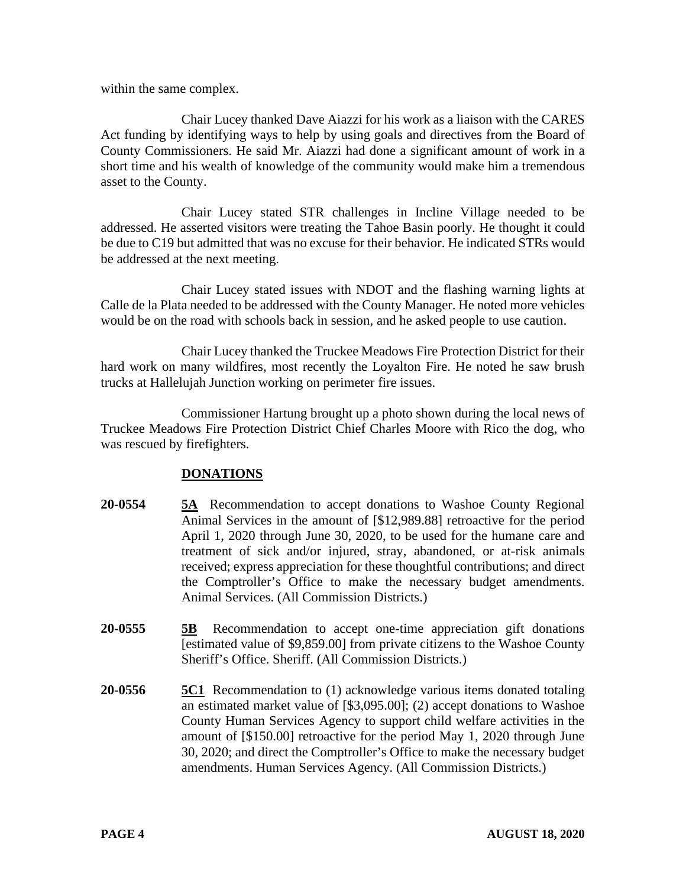within the same complex.

Chair Lucey thanked Dave Aiazzi for his work as a liaison with the CARES Act funding by identifying ways to help by using goals and directives from the Board of County Commissioners. He said Mr. Aiazzi had done a significant amount of work in a short time and his wealth of knowledge of the community would make him a tremendous asset to the County.

Chair Lucey stated STR challenges in Incline Village needed to be addressed. He asserted visitors were treating the Tahoe Basin poorly. He thought it could be due to C19 but admitted that was no excuse for their behavior. He indicated STRs would be addressed at the next meeting.

Chair Lucey stated issues with NDOT and the flashing warning lights at Calle de la Plata needed to be addressed with the County Manager. He noted more vehicles would be on the road with schools back in session, and he asked people to use caution.

Chair Lucey thanked the Truckee Meadows Fire Protection District for their hard work on many wildfires, most recently the Loyalton Fire. He noted he saw brush trucks at Hallelujah Junction working on perimeter fire issues.

Commissioner Hartung brought up a photo shown during the local news of Truckee Meadows Fire Protection District Chief Charles Moore with Rico the dog, who was rescued by firefighters.

## DONATIONS

**20-0554** **5A** Recommendation to accept donations to Washoe County Regional Animal Services in the amount of [$12,989.88] retroactive for the period April 1, 2020 through June 30, 2020, to be used for the humane care and treatment of sick and/or injured, stray, abandoned, or at-risk animals received; express appreciation for these thoughtful contributions; and direct the Comptroller's Office to make the necessary budget amendments. Animal Services. (All Commission Districts.)

**20-0555** **5B** Recommendation to accept one-time appreciation gift donations [estimated value of $9,859.00] from private citizens to the Washoe County Sheriff's Office. Sheriff. (All Commission Districts.)

**20-0556** **5C1** Recommendation to (1) acknowledge various items donated totaling an estimated market value of [$3,095.00]; (2) accept donations to Washoe County Human Services Agency to support child welfare activities in the amount of [$150.00] retroactive for the period May 1, 2020 through June 30, 2020; and direct the Comptroller's Office to make the necessary budget amendments. Human Services Agency. (All Commission Districts.)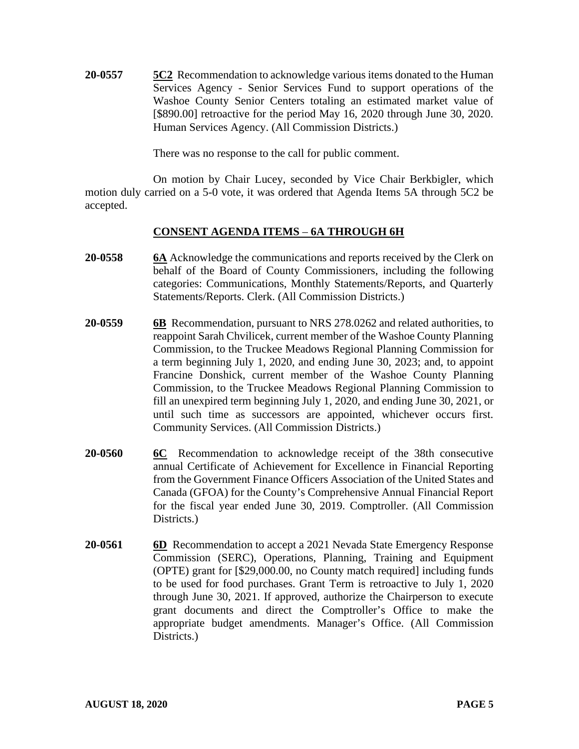**20-0557** **5C2** Recommendation to acknowledge various items donated to the Human Services Agency - Senior Services Fund to support operations of the Washoe County Senior Centers totaling an estimated market value of [$890.00] retroactive for the period May 16, 2020 through June 30, 2020. Human Services Agency. (All Commission Districts.)

There was no response to the call for public comment.

On motion by Chair Lucey, seconded by Vice Chair Berkbigler, which motion duly carried on a 5-0 vote, it was ordered that Agenda Items 5A through 5C2 be accepted.

## CONSENT AGENDA ITEMS – 6A THROUGH 6H

**20-0558** **6A** Acknowledge the communications and reports received by the Clerk on behalf of the Board of County Commissioners, including the following categories: Communications, Monthly Statements/Reports, and Quarterly Statements/Reports. Clerk. (All Commission Districts.)

**20-0559** **6B** Recommendation, pursuant to NRS 278.0262 and related authorities, to reappoint Sarah Chvilicek, current member of the Washoe County Planning Commission, to the Truckee Meadows Regional Planning Commission for a term beginning July 1, 2020, and ending June 30, 2023; and, to appoint Francine Donshick, current member of the Washoe County Planning Commission, to the Truckee Meadows Regional Planning Commission to fill an unexpired term beginning July 1, 2020, and ending June 30, 2021, or until such time as successors are appointed, whichever occurs first. Community Services. (All Commission Districts.)

**20-0560** **6C** Recommendation to acknowledge receipt of the 38th consecutive annual Certificate of Achievement for Excellence in Financial Reporting from the Government Finance Officers Association of the United States and Canada (GFOA) for the County's Comprehensive Annual Financial Report for the fiscal year ended June 30, 2019. Comptroller. (All Commission Districts.)

**20-0561** **6D** Recommendation to accept a 2021 Nevada State Emergency Response Commission (SERC), Operations, Planning, Training and Equipment (OPTE) grant for [$29,000.00, no County match required] including funds to be used for food purchases. Grant Term is retroactive to July 1, 2020 through June 30, 2021. If approved, authorize the Chairperson to execute grant documents and direct the Comptroller's Office to make the appropriate budget amendments. Manager's Office. (All Commission Districts.)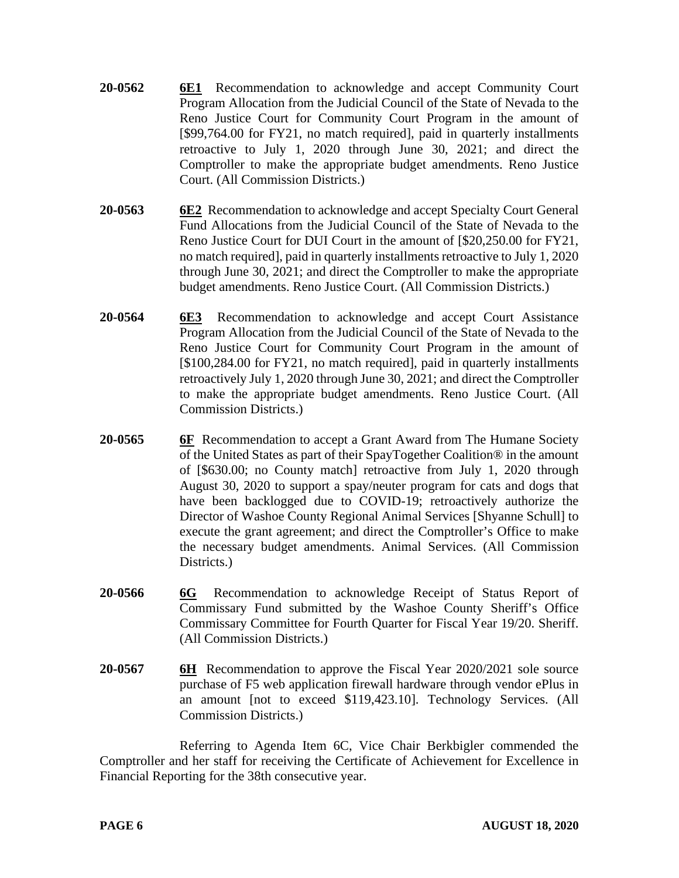**20-0562** **6E1** Recommendation to acknowledge and accept Community Court Program Allocation from the Judicial Council of the State of Nevada to the Reno Justice Court for Community Court Program in the amount of [$99,764.00 for FY21, no match required], paid in quarterly installments retroactive to July 1, 2020 through June 30, 2021; and direct the Comptroller to make the appropriate budget amendments. Reno Justice Court. (All Commission Districts.)

**20-0563** **6E2** Recommendation to acknowledge and accept Specialty Court General Fund Allocations from the Judicial Council of the State of Nevada to the Reno Justice Court for DUI Court in the amount of [$20,250.00 for FY21, no match required], paid in quarterly installments retroactive to July 1, 2020 through June 30, 2021; and direct the Comptroller to make the appropriate budget amendments. Reno Justice Court. (All Commission Districts.)

**20-0564** **6E3** Recommendation to acknowledge and accept Court Assistance Program Allocation from the Judicial Council of the State of Nevada to the Reno Justice Court for Community Court Program in the amount of [$100,284.00 for FY21, no match required], paid in quarterly installments retroactively July 1, 2020 through June 30, 2021; and direct the Comptroller to make the appropriate budget amendments. Reno Justice Court. (All Commission Districts.)

**20-0565** **6F** Recommendation to accept a Grant Award from The Humane Society of the United States as part of their SpayTogether Coalition® in the amount of [$630.00; no County match] retroactive from July 1, 2020 through August 30, 2020 to support a spay/neuter program for cats and dogs that have been backlogged due to COVID-19; retroactively authorize the Director of Washoe County Regional Animal Services [Shyanne Schull] to execute the grant agreement; and direct the Comptroller's Office to make the necessary budget amendments. Animal Services. (All Commission Districts.)

**20-0566** **6G** Recommendation to acknowledge Receipt of Status Report of Commissary Fund submitted by the Washoe County Sheriff's Office Commissary Committee for Fourth Quarter for Fiscal Year 19/20. Sheriff. (All Commission Districts.)

**20-0567** **6H** Recommendation to approve the Fiscal Year 2020/2021 sole source purchase of F5 web application firewall hardware through vendor ePlus in an amount [not to exceed $119,423.10]. Technology Services. (All Commission Districts.)

Referring to Agenda Item 6C, Vice Chair Berkbigler commended the Comptroller and her staff for receiving the Certificate of Achievement for Excellence in Financial Reporting for the 38th consecutive year.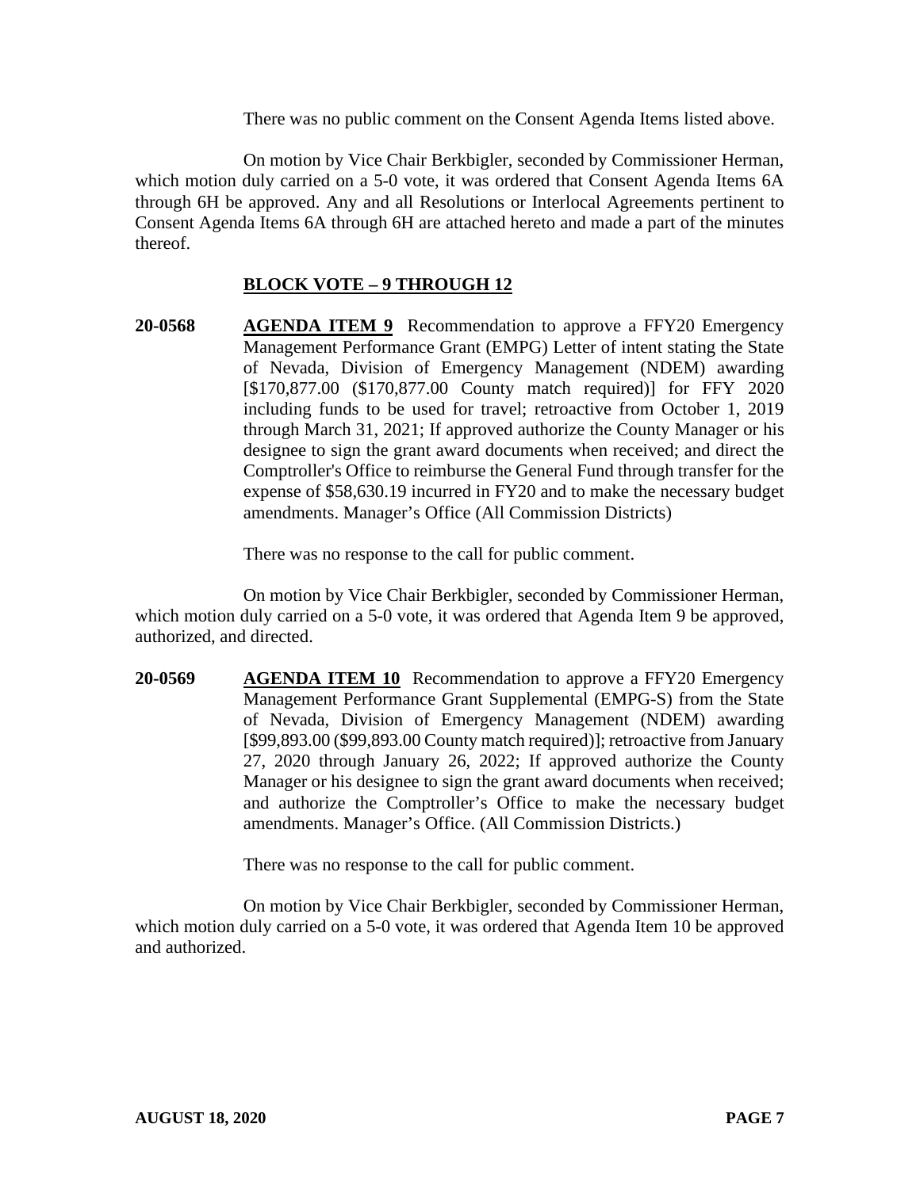There was no public comment on the Consent Agenda Items listed above.

On motion by Vice Chair Berkbigler, seconded by Commissioner Herman, which motion duly carried on a 5-0 vote, it was ordered that Consent Agenda Items 6A through 6H be approved. Any and all Resolutions or Interlocal Agreements pertinent to Consent Agenda Items 6A through 6H are attached hereto and made a part of the minutes thereof.

**BLOCK VOTE – 9 THROUGH 12**

**20-0568** **AGENDA ITEM 9** Recommendation to approve a FFY20 Emergency Management Performance Grant (EMPG) Letter of intent stating the State of Nevada, Division of Emergency Management (NDEM) awarding [$170,877.00 ($170,877.00 County match required)] for FFY 2020 including funds to be used for travel; retroactive from October 1, 2019 through March 31, 2021; If approved authorize the County Manager or his designee to sign the grant award documents when received; and direct the Comptroller's Office to reimburse the General Fund through transfer for the expense of $58,630.19 incurred in FY20 and to make the necessary budget amendments. Manager's Office (All Commission Districts)

There was no response to the call for public comment.

On motion by Vice Chair Berkbigler, seconded by Commissioner Herman, which motion duly carried on a 5-0 vote, it was ordered that Agenda Item 9 be approved, authorized, and directed.

**20-0569** **AGENDA ITEM 10** Recommendation to approve a FFY20 Emergency Management Performance Grant Supplemental (EMPG-S) from the State of Nevada, Division of Emergency Management (NDEM) awarding [$99,893.00 ($99,893.00 County match required)]; retroactive from January 27, 2020 through January 26, 2022; If approved authorize the County Manager or his designee to sign the grant award documents when received; and authorize the Comptroller's Office to make the necessary budget amendments. Manager's Office. (All Commission Districts.)

There was no response to the call for public comment.

On motion by Vice Chair Berkbigler, seconded by Commissioner Herman, which motion duly carried on a 5-0 vote, it was ordered that Agenda Item 10 be approved and authorized.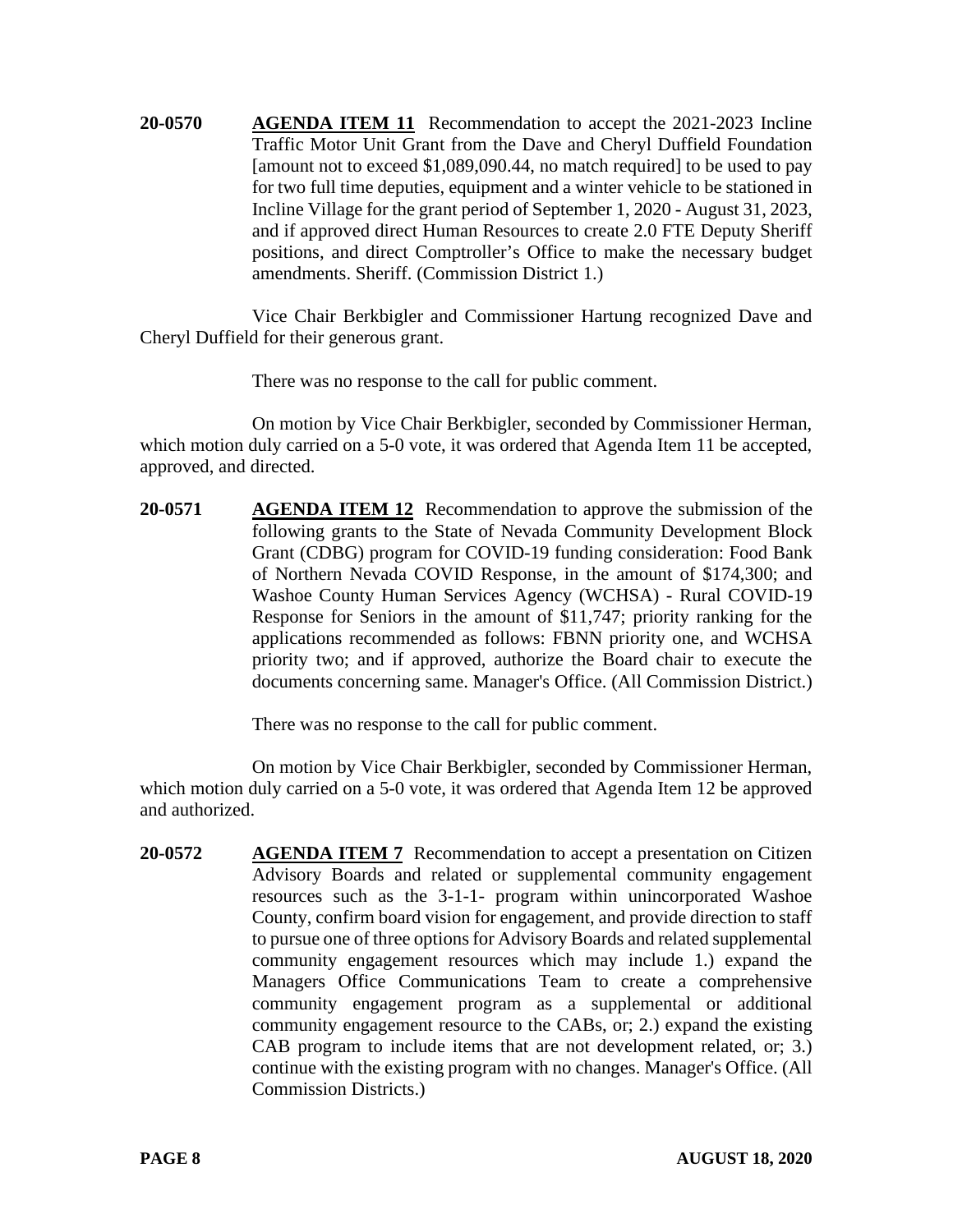**20-0570** **AGENDA ITEM 11** Recommendation to accept the 2021-2023 Incline Traffic Motor Unit Grant from the Dave and Cheryl Duffield Foundation [amount not to exceed $1,089,090.44, no match required] to be used to pay for two full time deputies, equipment and a winter vehicle to be stationed in Incline Village for the grant period of September 1, 2020 - August 31, 2023, and if approved direct Human Resources to create 2.0 FTE Deputy Sheriff positions, and direct Comptroller's Office to make the necessary budget amendments. Sheriff. (Commission District 1.)

Vice Chair Berkbigler and Commissioner Hartung recognized Dave and Cheryl Duffield for their generous grant.

There was no response to the call for public comment.

On motion by Vice Chair Berkbigler, seconded by Commissioner Herman, which motion duly carried on a 5-0 vote, it was ordered that Agenda Item 11 be accepted, approved, and directed.

**20-0571** **AGENDA ITEM 12** Recommendation to approve the submission of the following grants to the State of Nevada Community Development Block Grant (CDBG) program for COVID-19 funding consideration: Food Bank of Northern Nevada COVID Response, in the amount of $174,300; and Washoe County Human Services Agency (WCHSA) - Rural COVID-19 Response for Seniors in the amount of $11,747; priority ranking for the applications recommended as follows: FBNN priority one, and WCHSA priority two; and if approved, authorize the Board chair to execute the documents concerning same. Manager's Office. (All Commission District.)

There was no response to the call for public comment.

On motion by Vice Chair Berkbigler, seconded by Commissioner Herman, which motion duly carried on a 5-0 vote, it was ordered that Agenda Item 12 be approved and authorized.

**20-0572** **AGENDA ITEM 7** Recommendation to accept a presentation on Citizen Advisory Boards and related or supplemental community engagement resources such as the 3-1-1- program within unincorporated Washoe County, confirm board vision for engagement, and provide direction to staff to pursue one of three options for Advisory Boards and related supplemental community engagement resources which may include 1.) expand the Managers Office Communications Team to create a comprehensive community engagement program as a supplemental or additional community engagement resource to the CABs, or; 2.) expand the existing CAB program to include items that are not development related, or; 3.) continue with the existing program with no changes. Manager's Office. (All Commission Districts.)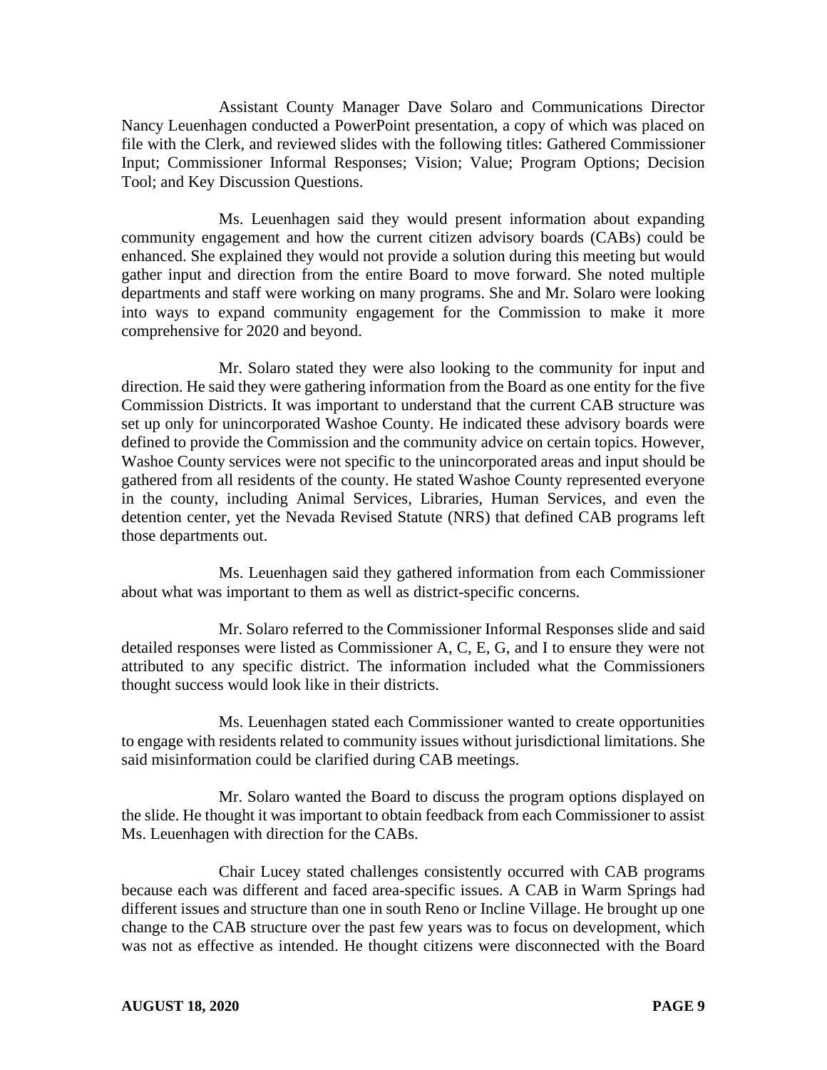Assistant County Manager Dave Solaro and Communications Director Nancy Leuenhagen conducted a PowerPoint presentation, a copy of which was placed on file with the Clerk, and reviewed slides with the following titles: Gathered Commissioner Input; Commissioner Informal Responses; Vision; Value; Program Options; Decision Tool; and Key Discussion Questions.

Ms. Leuenhagen said they would present information about expanding community engagement and how the current citizen advisory boards (CABs) could be enhanced. She explained they would not provide a solution during this meeting but would gather input and direction from the entire Board to move forward. She noted multiple departments and staff were working on many programs. She and Mr. Solaro were looking into ways to expand community engagement for the Commission to make it more comprehensive for 2020 and beyond.

Mr. Solaro stated they were also looking to the community for input and direction. He said they were gathering information from the Board as one entity for the five Commission Districts. It was important to understand that the current CAB structure was set up only for unincorporated Washoe County. He indicated these advisory boards were defined to provide the Commission and the community advice on certain topics. However, Washoe County services were not specific to the unincorporated areas and input should be gathered from all residents of the county. He stated Washoe County represented everyone in the county, including Animal Services, Libraries, Human Services, and even the detention center, yet the Nevada Revised Statute (NRS) that defined CAB programs left those departments out.

Ms. Leuenhagen said they gathered information from each Commissioner about what was important to them as well as district-specific concerns.

Mr. Solaro referred to the Commissioner Informal Responses slide and said detailed responses were listed as Commissioner A, C, E, G, and I to ensure they were not attributed to any specific district. The information included what the Commissioners thought success would look like in their districts.

Ms. Leuenhagen stated each Commissioner wanted to create opportunities to engage with residents related to community issues without jurisdictional limitations. She said misinformation could be clarified during CAB meetings.

Mr. Solaro wanted the Board to discuss the program options displayed on the slide. He thought it was important to obtain feedback from each Commissioner to assist Ms. Leuenhagen with direction for the CABs.

Chair Lucey stated challenges consistently occurred with CAB programs because each was different and faced area-specific issues. A CAB in Warm Springs had different issues and structure than one in south Reno or Incline Village. He brought up one change to the CAB structure over the past few years was to focus on development, which was not as effective as intended. He thought citizens were disconnected with the Board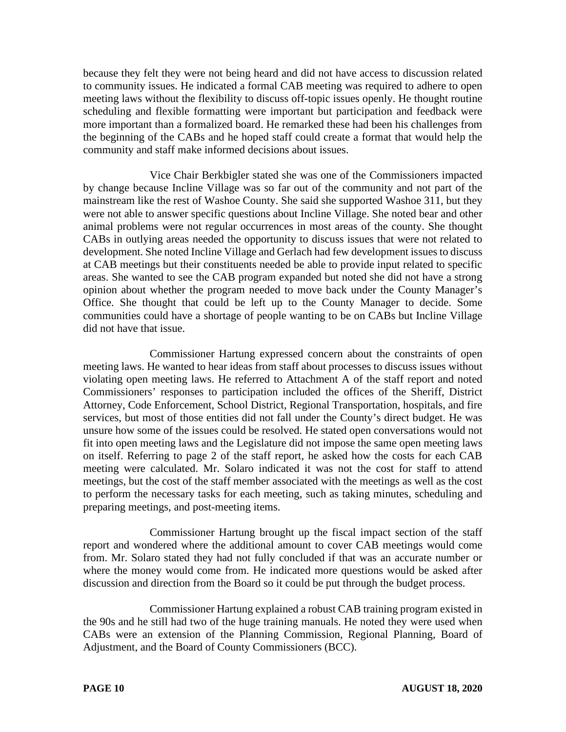because they felt they were not being heard and did not have access to discussion related to community issues. He indicated a formal CAB meeting was required to adhere to open meeting laws without the flexibility to discuss off-topic issues openly. He thought routine scheduling and flexible formatting were important but participation and feedback were more important than a formalized board. He remarked these had been his challenges from the beginning of the CABs and he hoped staff could create a format that would help the community and staff make informed decisions about issues.

Vice Chair Berkbigler stated she was one of the Commissioners impacted by change because Incline Village was so far out of the community and not part of the mainstream like the rest of Washoe County. She said she supported Washoe 311, but they were not able to answer specific questions about Incline Village. She noted bear and other animal problems were not regular occurrences in most areas of the county. She thought CABs in outlying areas needed the opportunity to discuss issues that were not related to development. She noted Incline Village and Gerlach had few development issues to discuss at CAB meetings but their constituents needed be able to provide input related to specific areas. She wanted to see the CAB program expanded but noted she did not have a strong opinion about whether the program needed to move back under the County Manager's Office. She thought that could be left up to the County Manager to decide. Some communities could have a shortage of people wanting to be on CABs but Incline Village did not have that issue.

Commissioner Hartung expressed concern about the constraints of open meeting laws. He wanted to hear ideas from staff about processes to discuss issues without violating open meeting laws. He referred to Attachment A of the staff report and noted Commissioners' responses to participation included the offices of the Sheriff, District Attorney, Code Enforcement, School District, Regional Transportation, hospitals, and fire services, but most of those entities did not fall under the County's direct budget. He was unsure how some of the issues could be resolved. He stated open conversations would not fit into open meeting laws and the Legislature did not impose the same open meeting laws on itself. Referring to page 2 of the staff report, he asked how the costs for each CAB meeting were calculated. Mr. Solaro indicated it was not the cost for staff to attend meetings, but the cost of the staff member associated with the meetings as well as the cost to perform the necessary tasks for each meeting, such as taking minutes, scheduling and preparing meetings, and post-meeting items.

Commissioner Hartung brought up the fiscal impact section of the staff report and wondered where the additional amount to cover CAB meetings would come from. Mr. Solaro stated they had not fully concluded if that was an accurate number or where the money would come from. He indicated more questions would be asked after discussion and direction from the Board so it could be put through the budget process.

Commissioner Hartung explained a robust CAB training program existed in the 90s and he still had two of the huge training manuals. He noted they were used when CABs were an extension of the Planning Commission, Regional Planning, Board of Adjustment, and the Board of County Commissioners (BCC).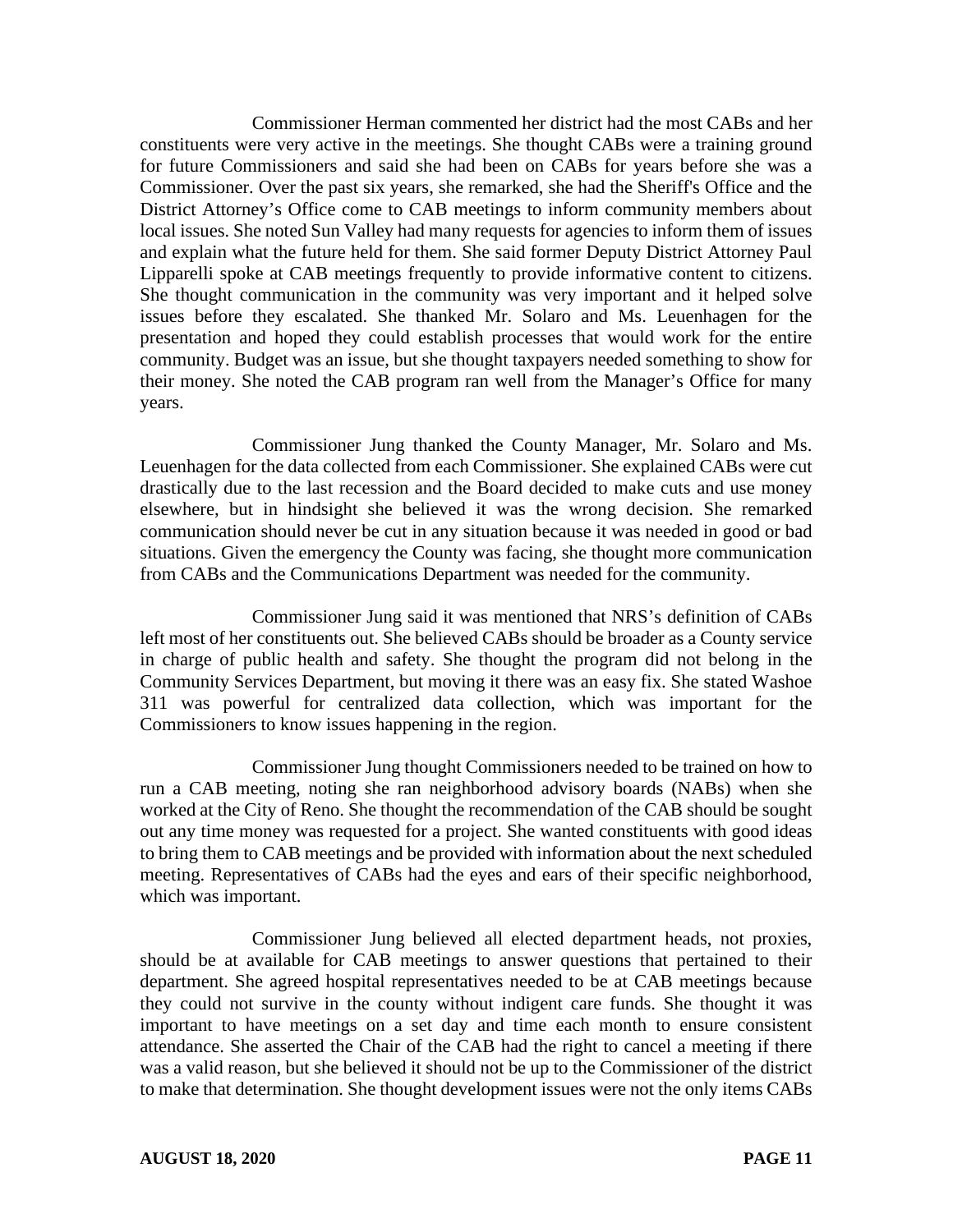Commissioner Herman commented her district had the most CABs and her constituents were very active in the meetings. She thought CABs were a training ground for future Commissioners and said she had been on CABs for years before she was a Commissioner. Over the past six years, she remarked, she had the Sheriff's Office and the District Attorney's Office come to CAB meetings to inform community members about local issues. She noted Sun Valley had many requests for agencies to inform them of issues and explain what the future held for them. She said former Deputy District Attorney Paul Lipparelli spoke at CAB meetings frequently to provide informative content to citizens. She thought communication in the community was very important and it helped solve issues before they escalated. She thanked Mr. Solaro and Ms. Leuenhagen for the presentation and hoped they could establish processes that would work for the entire community. Budget was an issue, but she thought taxpayers needed something to show for their money. She noted the CAB program ran well from the Manager's Office for many years.

Commissioner Jung thanked the County Manager, Mr. Solaro and Ms. Leuenhagen for the data collected from each Commissioner. She explained CABs were cut drastically due to the last recession and the Board decided to make cuts and use money elsewhere, but in hindsight she believed it was the wrong decision. She remarked communication should never be cut in any situation because it was needed in good or bad situations. Given the emergency the County was facing, she thought more communication from CABs and the Communications Department was needed for the community.

Commissioner Jung said it was mentioned that NRS's definition of CABs left most of her constituents out. She believed CABs should be broader as a County service in charge of public health and safety. She thought the program did not belong in the Community Services Department, but moving it there was an easy fix. She stated Washoe 311 was powerful for centralized data collection, which was important for the Commissioners to know issues happening in the region.

Commissioner Jung thought Commissioners needed to be trained on how to run a CAB meeting, noting she ran neighborhood advisory boards (NABs) when she worked at the City of Reno. She thought the recommendation of the CAB should be sought out any time money was requested for a project. She wanted constituents with good ideas to bring them to CAB meetings and be provided with information about the next scheduled meeting. Representatives of CABs had the eyes and ears of their specific neighborhood, which was important.

Commissioner Jung believed all elected department heads, not proxies, should be at available for CAB meetings to answer questions that pertained to their department. She agreed hospital representatives needed to be at CAB meetings because they could not survive in the county without indigent care funds. She thought it was important to have meetings on a set day and time each month to ensure consistent attendance. She asserted the Chair of the CAB had the right to cancel a meeting if there was a valid reason, but she believed it should not be up to the Commissioner of the district to make that determination. She thought development issues were not the only items CABs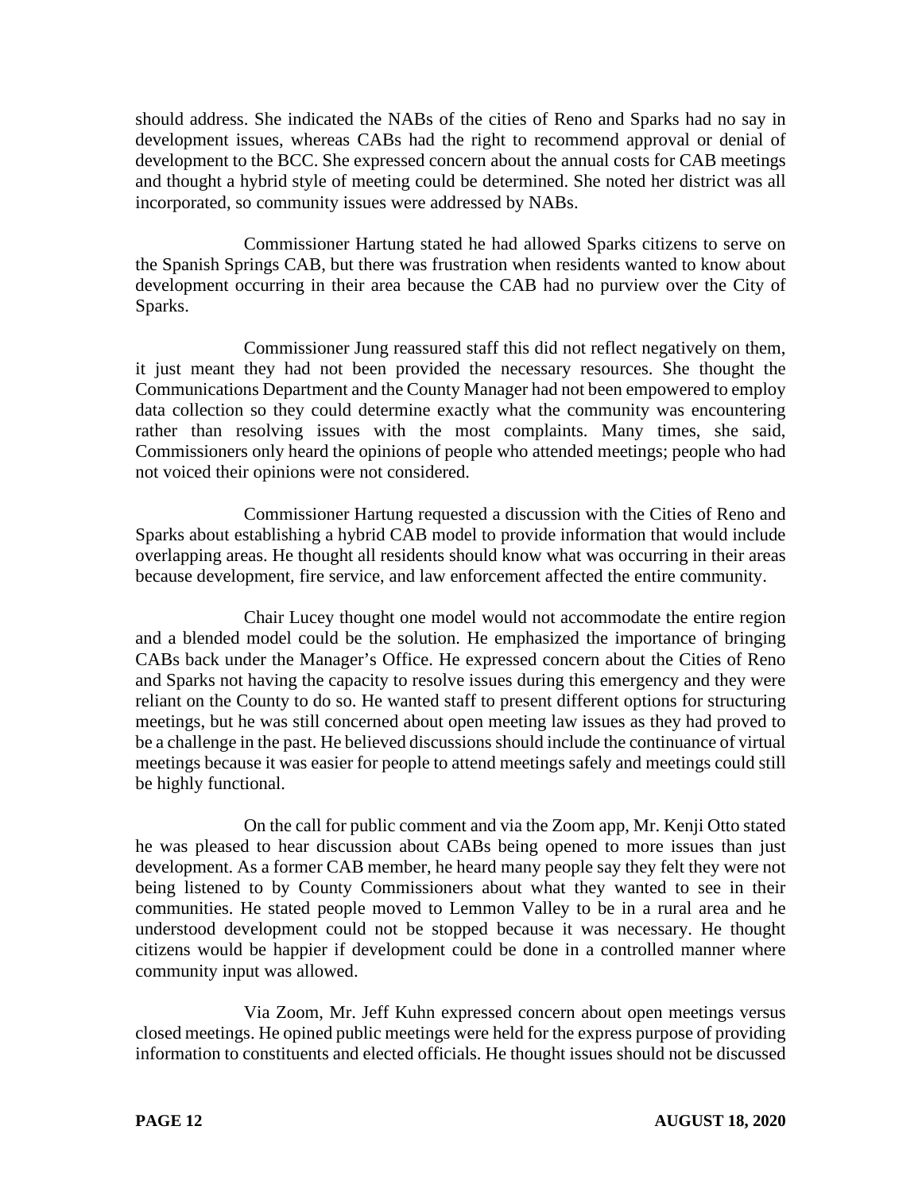should address. She indicated the NABs of the cities of Reno and Sparks had no say in development issues, whereas CABs had the right to recommend approval or denial of development to the BCC. She expressed concern about the annual costs for CAB meetings and thought a hybrid style of meeting could be determined. She noted her district was all incorporated, so community issues were addressed by NABs.

Commissioner Hartung stated he had allowed Sparks citizens to serve on the Spanish Springs CAB, but there was frustration when residents wanted to know about development occurring in their area because the CAB had no purview over the City of Sparks.

Commissioner Jung reassured staff this did not reflect negatively on them, it just meant they had not been provided the necessary resources. She thought the Communications Department and the County Manager had not been empowered to employ data collection so they could determine exactly what the community was encountering rather than resolving issues with the most complaints. Many times, she said, Commissioners only heard the opinions of people who attended meetings; people who had not voiced their opinions were not considered.

Commissioner Hartung requested a discussion with the Cities of Reno and Sparks about establishing a hybrid CAB model to provide information that would include overlapping areas. He thought all residents should know what was occurring in their areas because development, fire service, and law enforcement affected the entire community.

Chair Lucey thought one model would not accommodate the entire region and a blended model could be the solution. He emphasized the importance of bringing CABs back under the Manager's Office. He expressed concern about the Cities of Reno and Sparks not having the capacity to resolve issues during this emergency and they were reliant on the County to do so. He wanted staff to present different options for structuring meetings, but he was still concerned about open meeting law issues as they had proved to be a challenge in the past. He believed discussions should include the continuance of virtual meetings because it was easier for people to attend meetings safely and meetings could still be highly functional.

On the call for public comment and via the Zoom app, Mr. Kenji Otto stated he was pleased to hear discussion about CABs being opened to more issues than just development. As a former CAB member, he heard many people say they felt they were not being listened to by County Commissioners about what they wanted to see in their communities. He stated people moved to Lemmon Valley to be in a rural area and he understood development could not be stopped because it was necessary. He thought citizens would be happier if development could be done in a controlled manner where community input was allowed.

Via Zoom, Mr. Jeff Kuhn expressed concern about open meetings versus closed meetings. He opined public meetings were held for the express purpose of providing information to constituents and elected officials. He thought issues should not be discussed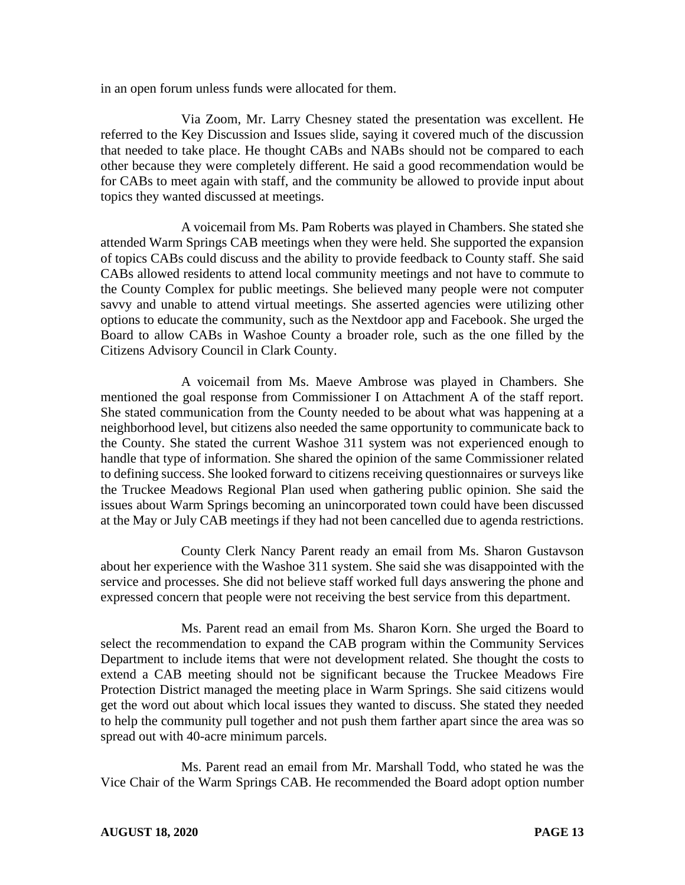in an open forum unless funds were allocated for them.

Via Zoom, Mr. Larry Chesney stated the presentation was excellent. He referred to the Key Discussion and Issues slide, saying it covered much of the discussion that needed to take place. He thought CABs and NABs should not be compared to each other because they were completely different. He said a good recommendation would be for CABs to meet again with staff, and the community be allowed to provide input about topics they wanted discussed at meetings.

A voicemail from Ms. Pam Roberts was played in Chambers. She stated she attended Warm Springs CAB meetings when they were held. She supported the expansion of topics CABs could discuss and the ability to provide feedback to County staff. She said CABs allowed residents to attend local community meetings and not have to commute to the County Complex for public meetings. She believed many people were not computer savvy and unable to attend virtual meetings. She asserted agencies were utilizing other options to educate the community, such as the Nextdoor app and Facebook. She urged the Board to allow CABs in Washoe County a broader role, such as the one filled by the Citizens Advisory Council in Clark County.

A voicemail from Ms. Maeve Ambrose was played in Chambers. She mentioned the goal response from Commissioner I on Attachment A of the staff report. She stated communication from the County needed to be about what was happening at a neighborhood level, but citizens also needed the same opportunity to communicate back to the County. She stated the current Washoe 311 system was not experienced enough to handle that type of information. She shared the opinion of the same Commissioner related to defining success. She looked forward to citizens receiving questionnaires or surveys like the Truckee Meadows Regional Plan used when gathering public opinion. She said the issues about Warm Springs becoming an unincorporated town could have been discussed at the May or July CAB meetings if they had not been cancelled due to agenda restrictions.

County Clerk Nancy Parent ready an email from Ms. Sharon Gustavson about her experience with the Washoe 311 system. She said she was disappointed with the service and processes. She did not believe staff worked full days answering the phone and expressed concern that people were not receiving the best service from this department.

Ms. Parent read an email from Ms. Sharon Korn. She urged the Board to select the recommendation to expand the CAB program within the Community Services Department to include items that were not development related. She thought the costs to extend a CAB meeting should not be significant because the Truckee Meadows Fire Protection District managed the meeting place in Warm Springs. She said citizens would get the word out about which local issues they wanted to discuss. She stated they needed to help the community pull together and not push them farther apart since the area was so spread out with 40-acre minimum parcels.

Ms. Parent read an email from Mr. Marshall Todd, who stated he was the Vice Chair of the Warm Springs CAB. He recommended the Board adopt option number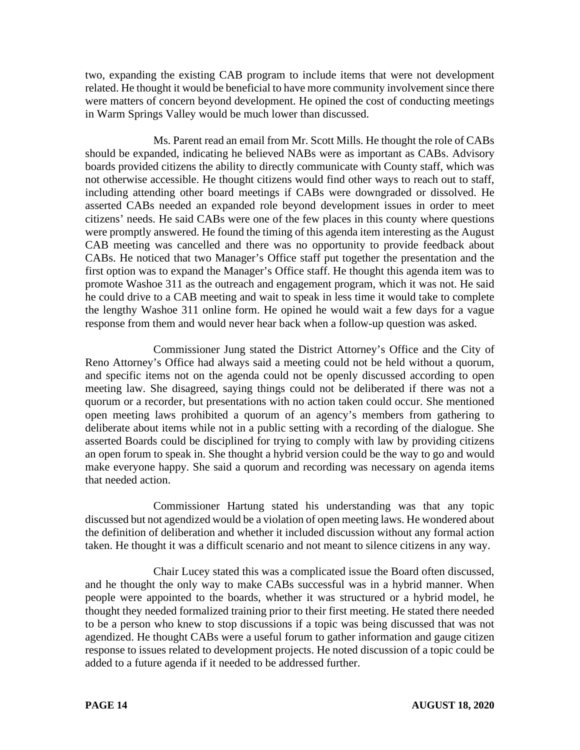two, expanding the existing CAB program to include items that were not development related. He thought it would be beneficial to have more community involvement since there were matters of concern beyond development. He opined the cost of conducting meetings in Warm Springs Valley would be much lower than discussed.

Ms. Parent read an email from Mr. Scott Mills. He thought the role of CABs should be expanded, indicating he believed NABs were as important as CABs. Advisory boards provided citizens the ability to directly communicate with County staff, which was not otherwise accessible. He thought citizens would find other ways to reach out to staff, including attending other board meetings if CABs were downgraded or dissolved. He asserted CABs needed an expanded role beyond development issues in order to meet citizens' needs. He said CABs were one of the few places in this county where questions were promptly answered. He found the timing of this agenda item interesting as the August CAB meeting was cancelled and there was no opportunity to provide feedback about CABs. He noticed that two Manager's Office staff put together the presentation and the first option was to expand the Manager's Office staff. He thought this agenda item was to promote Washoe 311 as the outreach and engagement program, which it was not. He said he could drive to a CAB meeting and wait to speak in less time it would take to complete the lengthy Washoe 311 online form. He opined he would wait a few days for a vague response from them and would never hear back when a follow-up question was asked.

Commissioner Jung stated the District Attorney's Office and the City of Reno Attorney's Office had always said a meeting could not be held without a quorum, and specific items not on the agenda could not be openly discussed according to open meeting law. She disagreed, saying things could not be deliberated if there was not a quorum or a recorder, but presentations with no action taken could occur. She mentioned open meeting laws prohibited a quorum of an agency's members from gathering to deliberate about items while not in a public setting with a recording of the dialogue. She asserted Boards could be disciplined for trying to comply with law by providing citizens an open forum to speak in. She thought a hybrid version could be the way to go and would make everyone happy. She said a quorum and recording was necessary on agenda items that needed action.

Commissioner Hartung stated his understanding was that any topic discussed but not agendized would be a violation of open meeting laws. He wondered about the definition of deliberation and whether it included discussion without any formal action taken. He thought it was a difficult scenario and not meant to silence citizens in any way.

Chair Lucey stated this was a complicated issue the Board often discussed, and he thought the only way to make CABs successful was in a hybrid manner. When people were appointed to the boards, whether it was structured or a hybrid model, he thought they needed formalized training prior to their first meeting. He stated there needed to be a person who knew to stop discussions if a topic was being discussed that was not agendized. He thought CABs were a useful forum to gather information and gauge citizen response to issues related to development projects. He noted discussion of a topic could be added to a future agenda if it needed to be addressed further.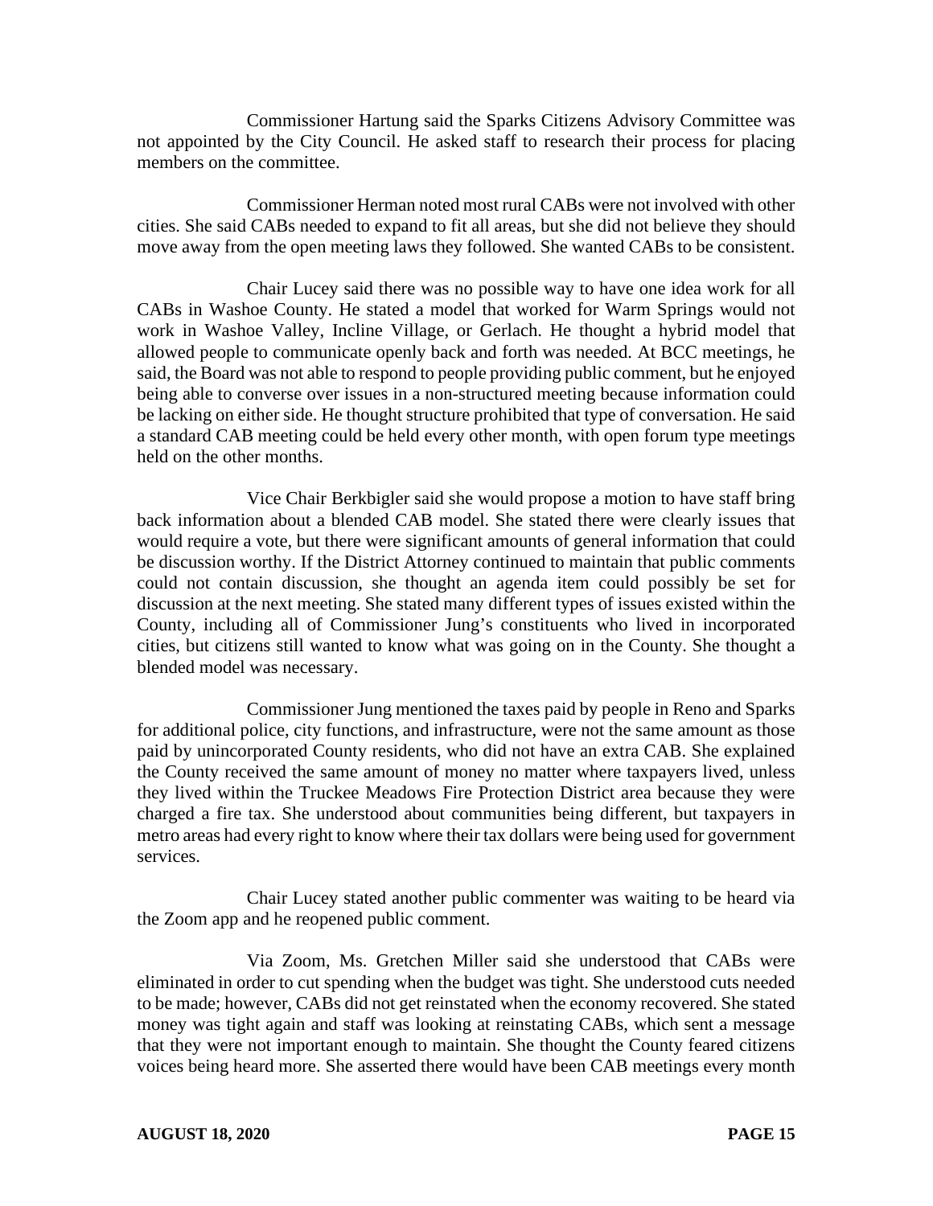Commissioner Hartung said the Sparks Citizens Advisory Committee was not appointed by the City Council. He asked staff to research their process for placing members on the committee.

Commissioner Herman noted most rural CABs were not involved with other cities. She said CABs needed to expand to fit all areas, but she did not believe they should move away from the open meeting laws they followed. She wanted CABs to be consistent.

Chair Lucey said there was no possible way to have one idea work for all CABs in Washoe County. He stated a model that worked for Warm Springs would not work in Washoe Valley, Incline Village, or Gerlach. He thought a hybrid model that allowed people to communicate openly back and forth was needed. At BCC meetings, he said, the Board was not able to respond to people providing public comment, but he enjoyed being able to converse over issues in a non-structured meeting because information could be lacking on either side. He thought structure prohibited that type of conversation. He said a standard CAB meeting could be held every other month, with open forum type meetings held on the other months.

Vice Chair Berkbigler said she would propose a motion to have staff bring back information about a blended CAB model. She stated there were clearly issues that would require a vote, but there were significant amounts of general information that could be discussion worthy. If the District Attorney continued to maintain that public comments could not contain discussion, she thought an agenda item could possibly be set for discussion at the next meeting. She stated many different types of issues existed within the County, including all of Commissioner Jung's constituents who lived in incorporated cities, but citizens still wanted to know what was going on in the County. She thought a blended model was necessary.

Commissioner Jung mentioned the taxes paid by people in Reno and Sparks for additional police, city functions, and infrastructure, were not the same amount as those paid by unincorporated County residents, who did not have an extra CAB. She explained the County received the same amount of money no matter where taxpayers lived, unless they lived within the Truckee Meadows Fire Protection District area because they were charged a fire tax. She understood about communities being different, but taxpayers in metro areas had every right to know where their tax dollars were being used for government services.

Chair Lucey stated another public commenter was waiting to be heard via the Zoom app and he reopened public comment.

Via Zoom, Ms. Gretchen Miller said she understood that CABs were eliminated in order to cut spending when the budget was tight. She understood cuts needed to be made; however, CABs did not get reinstated when the economy recovered. She stated money was tight again and staff was looking at reinstating CABs, which sent a message that they were not important enough to maintain. She thought the County feared citizens voices being heard more. She asserted there would have been CAB meetings every month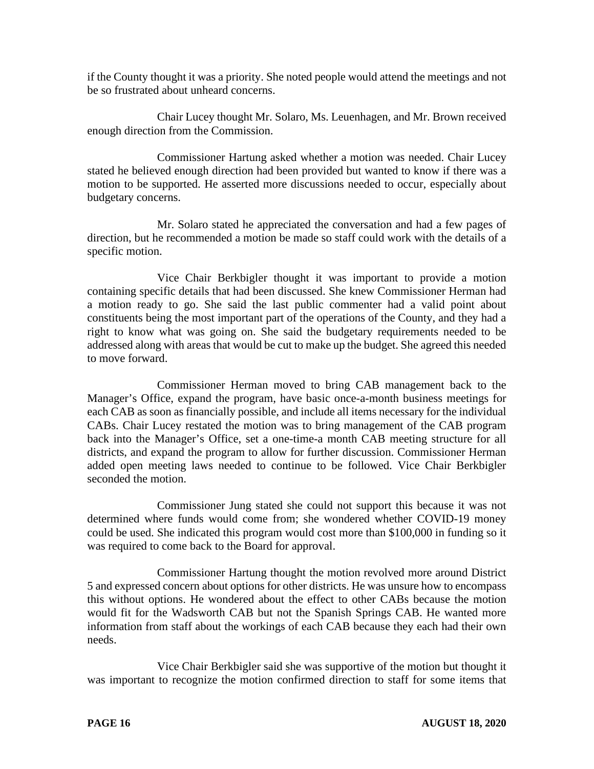if the County thought it was a priority. She noted people would attend the meetings and not be so frustrated about unheard concerns.

Chair Lucey thought Mr. Solaro, Ms. Leuenhagen, and Mr. Brown received enough direction from the Commission.

Commissioner Hartung asked whether a motion was needed. Chair Lucey stated he believed enough direction had been provided but wanted to know if there was a motion to be supported. He asserted more discussions needed to occur, especially about budgetary concerns.

Mr. Solaro stated he appreciated the conversation and had a few pages of direction, but he recommended a motion be made so staff could work with the details of a specific motion.

Vice Chair Berkbigler thought it was important to provide a motion containing specific details that had been discussed. She knew Commissioner Herman had a motion ready to go. She said the last public commenter had a valid point about constituents being the most important part of the operations of the County, and they had a right to know what was going on. She said the budgetary requirements needed to be addressed along with areas that would be cut to make up the budget. She agreed this needed to move forward.

Commissioner Herman moved to bring CAB management back to the Manager's Office, expand the program, have basic once-a-month business meetings for each CAB as soon as financially possible, and include all items necessary for the individual CABs. Chair Lucey restated the motion was to bring management of the CAB program back into the Manager's Office, set a one-time-a month CAB meeting structure for all districts, and expand the program to allow for further discussion. Commissioner Herman added open meeting laws needed to continue to be followed. Vice Chair Berkbigler seconded the motion.

Commissioner Jung stated she could not support this because it was not determined where funds would come from; she wondered whether COVID-19 money could be used. She indicated this program would cost more than $100,000 in funding so it was required to come back to the Board for approval.

Commissioner Hartung thought the motion revolved more around District 5 and expressed concern about options for other districts. He was unsure how to encompass this without options. He wondered about the effect to other CABs because the motion would fit for the Wadsworth CAB but not the Spanish Springs CAB. He wanted more information from staff about the workings of each CAB because they each had their own needs.

Vice Chair Berkbigler said she was supportive of the motion but thought it was important to recognize the motion confirmed direction to staff for some items that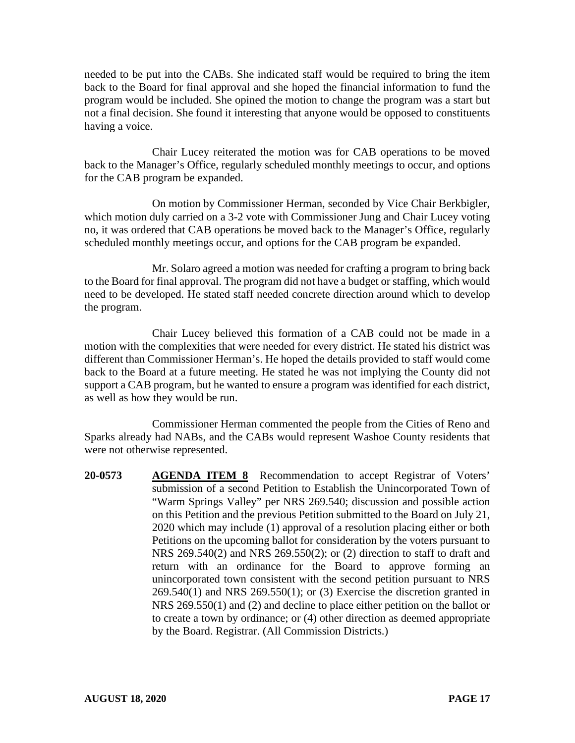needed to be put into the CABs. She indicated staff would be required to bring the item back to the Board for final approval and she hoped the financial information to fund the program would be included. She opined the motion to change the program was a start but not a final decision. She found it interesting that anyone would be opposed to constituents having a voice.

Chair Lucey reiterated the motion was for CAB operations to be moved back to the Manager's Office, regularly scheduled monthly meetings to occur, and options for the CAB program be expanded.

On motion by Commissioner Herman, seconded by Vice Chair Berkbigler, which motion duly carried on a 3-2 vote with Commissioner Jung and Chair Lucey voting no, it was ordered that CAB operations be moved back to the Manager's Office, regularly scheduled monthly meetings occur, and options for the CAB program be expanded.

Mr. Solaro agreed a motion was needed for crafting a program to bring back to the Board for final approval. The program did not have a budget or staffing, which would need to be developed. He stated staff needed concrete direction around which to develop the program.

Chair Lucey believed this formation of a CAB could not be made in a motion with the complexities that were needed for every district. He stated his district was different than Commissioner Herman's. He hoped the details provided to staff would come back to the Board at a future meeting. He stated he was not implying the County did not support a CAB program, but he wanted to ensure a program was identified for each district, as well as how they would be run.

Commissioner Herman commented the people from the Cities of Reno and Sparks already had NABs, and the CABs would represent Washoe County residents that were not otherwise represented.

**20-0573** **AGENDA ITEM 8** Recommendation to accept Registrar of Voters' submission of a second Petition to Establish the Unincorporated Town of "Warm Springs Valley" per NRS 269.540; discussion and possible action on this Petition and the previous Petition submitted to the Board on July 21, 2020 which may include (1) approval of a resolution placing either or both Petitions on the upcoming ballot for consideration by the voters pursuant to NRS 269.540(2) and NRS 269.550(2); or (2) direction to staff to draft and return with an ordinance for the Board to approve forming an unincorporated town consistent with the second petition pursuant to NRS 269.540(1) and NRS 269.550(1); or (3) Exercise the discretion granted in NRS 269.550(1) and (2) and decline to place either petition on the ballot or to create a town by ordinance; or (4) other direction as deemed appropriate by the Board. Registrar. (All Commission Districts.)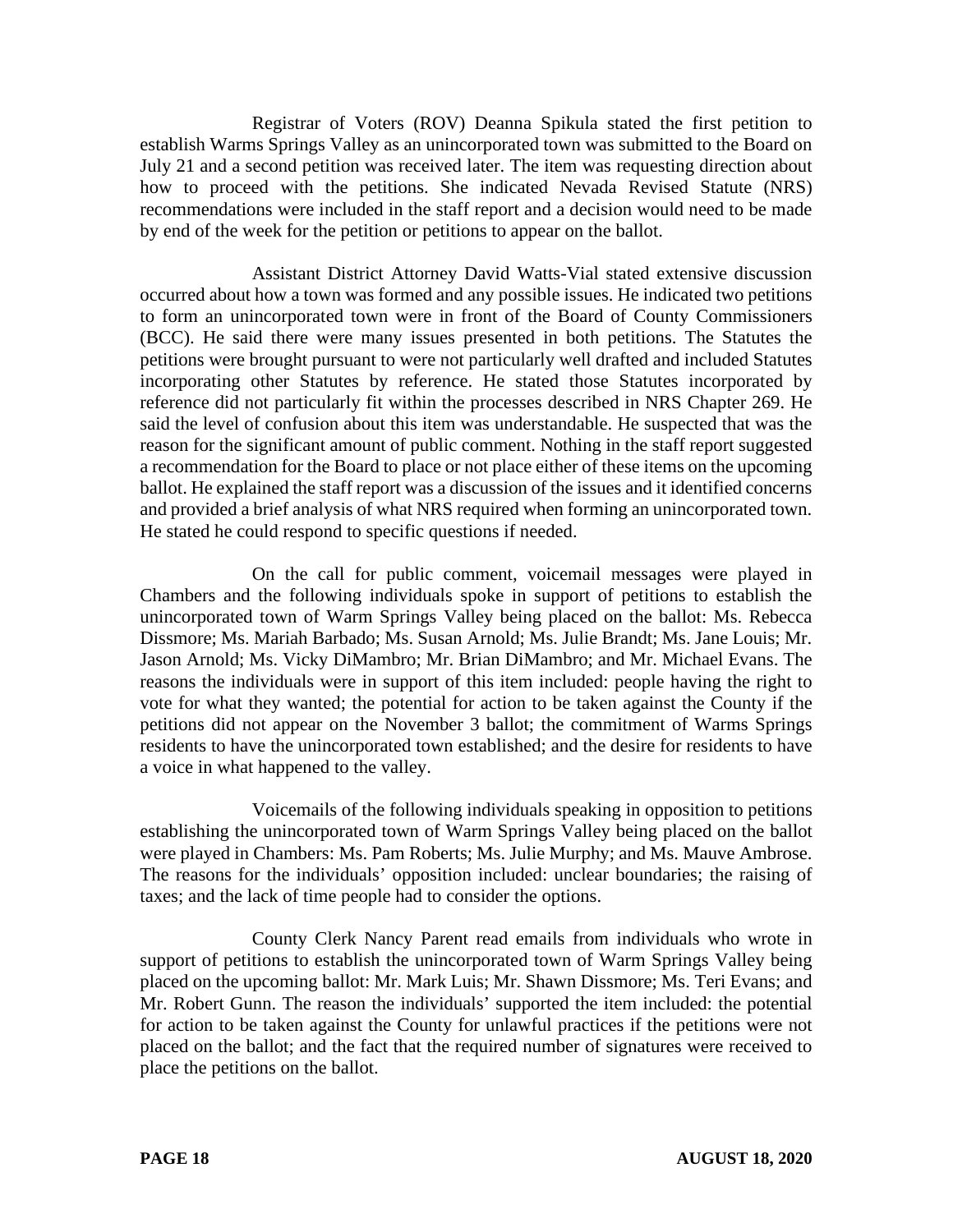Registrar of Voters (ROV) Deanna Spikula stated the first petition to establish Warms Springs Valley as an unincorporated town was submitted to the Board on July 21 and a second petition was received later. The item was requesting direction about how to proceed with the petitions. She indicated Nevada Revised Statute (NRS) recommendations were included in the staff report and a decision would need to be made by end of the week for the petition or petitions to appear on the ballot.

Assistant District Attorney David Watts-Vial stated extensive discussion occurred about how a town was formed and any possible issues. He indicated two petitions to form an unincorporated town were in front of the Board of County Commissioners (BCC). He said there were many issues presented in both petitions. The Statutes the petitions were brought pursuant to were not particularly well drafted and included Statutes incorporating other Statutes by reference. He stated those Statutes incorporated by reference did not particularly fit within the processes described in NRS Chapter 269. He said the level of confusion about this item was understandable. He suspected that was the reason for the significant amount of public comment. Nothing in the staff report suggested a recommendation for the Board to place or not place either of these items on the upcoming ballot. He explained the staff report was a discussion of the issues and it identified concerns and provided a brief analysis of what NRS required when forming an unincorporated town. He stated he could respond to specific questions if needed.

On the call for public comment, voicemail messages were played in Chambers and the following individuals spoke in support of petitions to establish the unincorporated town of Warm Springs Valley being placed on the ballot: Ms. Rebecca Dissmore; Ms. Mariah Barbado; Ms. Susan Arnold; Ms. Julie Brandt; Ms. Jane Louis; Mr. Jason Arnold; Ms. Vicky DiMambro; Mr. Brian DiMambro; and Mr. Michael Evans. The reasons the individuals were in support of this item included: people having the right to vote for what they wanted; the potential for action to be taken against the County if the petitions did not appear on the November 3 ballot; the commitment of Warms Springs residents to have the unincorporated town established; and the desire for residents to have a voice in what happened to the valley.

Voicemails of the following individuals speaking in opposition to petitions establishing the unincorporated town of Warm Springs Valley being placed on the ballot were played in Chambers: Ms. Pam Roberts; Ms. Julie Murphy; and Ms. Mauve Ambrose. The reasons for the individuals' opposition included: unclear boundaries; the raising of taxes; and the lack of time people had to consider the options.

County Clerk Nancy Parent read emails from individuals who wrote in support of petitions to establish the unincorporated town of Warm Springs Valley being placed on the upcoming ballot: Mr. Mark Luis; Mr. Shawn Dissmore; Ms. Teri Evans; and Mr. Robert Gunn. The reason the individuals' supported the item included: the potential for action to be taken against the County for unlawful practices if the petitions were not placed on the ballot; and the fact that the required number of signatures were received to place the petitions on the ballot.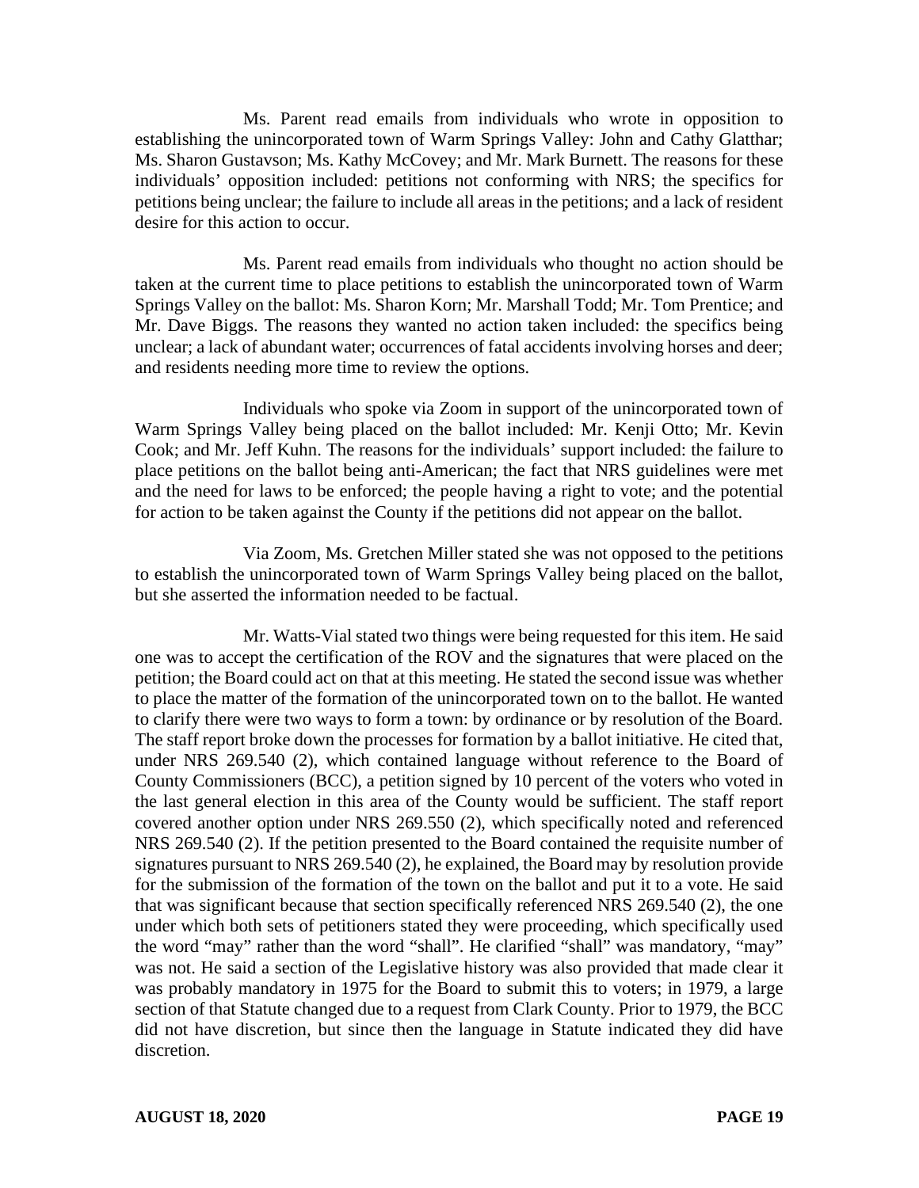Ms. Parent read emails from individuals who wrote in opposition to establishing the unincorporated town of Warm Springs Valley: John and Cathy Glatthar; Ms. Sharon Gustavson; Ms. Kathy McCovey; and Mr. Mark Burnett. The reasons for these individuals' opposition included: petitions not conforming with NRS; the specifics for petitions being unclear; the failure to include all areas in the petitions; and a lack of resident desire for this action to occur.

Ms. Parent read emails from individuals who thought no action should be taken at the current time to place petitions to establish the unincorporated town of Warm Springs Valley on the ballot: Ms. Sharon Korn; Mr. Marshall Todd; Mr. Tom Prentice; and Mr. Dave Biggs. The reasons they wanted no action taken included: the specifics being unclear; a lack of abundant water; occurrences of fatal accidents involving horses and deer; and residents needing more time to review the options.

Individuals who spoke via Zoom in support of the unincorporated town of Warm Springs Valley being placed on the ballot included: Mr. Kenji Otto; Mr. Kevin Cook; and Mr. Jeff Kuhn. The reasons for the individuals' support included: the failure to place petitions on the ballot being anti-American; the fact that NRS guidelines were met and the need for laws to be enforced; the people having a right to vote; and the potential for action to be taken against the County if the petitions did not appear on the ballot.

Via Zoom, Ms. Gretchen Miller stated she was not opposed to the petitions to establish the unincorporated town of Warm Springs Valley being placed on the ballot, but she asserted the information needed to be factual.

Mr. Watts-Vial stated two things were being requested for this item. He said one was to accept the certification of the ROV and the signatures that were placed on the petition; the Board could act on that at this meeting. He stated the second issue was whether to place the matter of the formation of the unincorporated town on to the ballot. He wanted to clarify there were two ways to form a town: by ordinance or by resolution of the Board. The staff report broke down the processes for formation by a ballot initiative. He cited that, under NRS 269.540 (2), which contained language without reference to the Board of County Commissioners (BCC), a petition signed by 10 percent of the voters who voted in the last general election in this area of the County would be sufficient. The staff report covered another option under NRS 269.550 (2), which specifically noted and referenced NRS 269.540 (2). If the petition presented to the Board contained the requisite number of signatures pursuant to NRS 269.540 (2), he explained, the Board may by resolution provide for the submission of the formation of the town on the ballot and put it to a vote. He said that was significant because that section specifically referenced NRS 269.540 (2), the one under which both sets of petitioners stated they were proceeding, which specifically used the word "may" rather than the word "shall". He clarified "shall" was mandatory, "may" was not. He said a section of the Legislative history was also provided that made clear it was probably mandatory in 1975 for the Board to submit this to voters; in 1979, a large section of that Statute changed due to a request from Clark County. Prior to 1979, the BCC did not have discretion, but since then the language in Statute indicated they did have discretion.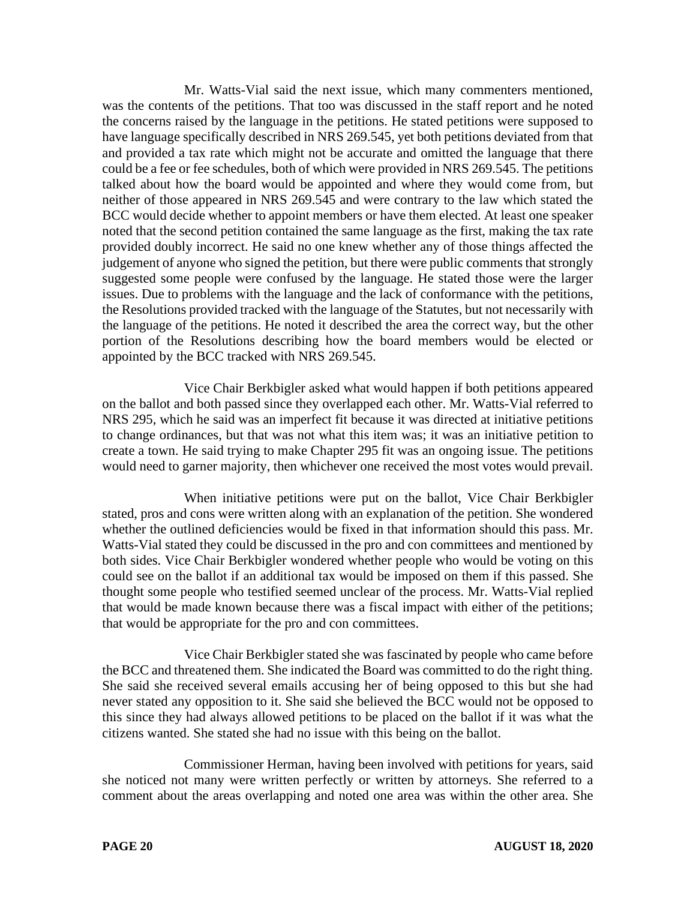Mr. Watts-Vial said the next issue, which many commenters mentioned, was the contents of the petitions. That too was discussed in the staff report and he noted the concerns raised by the language in the petitions. He stated petitions were supposed to have language specifically described in NRS 269.545, yet both petitions deviated from that and provided a tax rate which might not be accurate and omitted the language that there could be a fee or fee schedules, both of which were provided in NRS 269.545. The petitions talked about how the board would be appointed and where they would come from, but neither of those appeared in NRS 269.545 and were contrary to the law which stated the BCC would decide whether to appoint members or have them elected. At least one speaker noted that the second petition contained the same language as the first, making the tax rate provided doubly incorrect. He said no one knew whether any of those things affected the judgement of anyone who signed the petition, but there were public comments that strongly suggested some people were confused by the language. He stated those were the larger issues. Due to problems with the language and the lack of conformance with the petitions, the Resolutions provided tracked with the language of the Statutes, but not necessarily with the language of the petitions. He noted it described the area the correct way, but the other portion of the Resolutions describing how the board members would be elected or appointed by the BCC tracked with NRS 269.545.

Vice Chair Berkbigler asked what would happen if both petitions appeared on the ballot and both passed since they overlapped each other. Mr. Watts-Vial referred to NRS 295, which he said was an imperfect fit because it was directed at initiative petitions to change ordinances, but that was not what this item was; it was an initiative petition to create a town. He said trying to make Chapter 295 fit was an ongoing issue. The petitions would need to garner majority, then whichever one received the most votes would prevail.

When initiative petitions were put on the ballot, Vice Chair Berkbigler stated, pros and cons were written along with an explanation of the petition. She wondered whether the outlined deficiencies would be fixed in that information should this pass. Mr. Watts-Vial stated they could be discussed in the pro and con committees and mentioned by both sides. Vice Chair Berkbigler wondered whether people who would be voting on this could see on the ballot if an additional tax would be imposed on them if this passed. She thought some people who testified seemed unclear of the process. Mr. Watts-Vial replied that would be made known because there was a fiscal impact with either of the petitions; that would be appropriate for the pro and con committees.

Vice Chair Berkbigler stated she was fascinated by people who came before the BCC and threatened them. She indicated the Board was committed to do the right thing. She said she received several emails accusing her of being opposed to this but she had never stated any opposition to it. She said she believed the BCC would not be opposed to this since they had always allowed petitions to be placed on the ballot if it was what the citizens wanted. She stated she had no issue with this being on the ballot.

Commissioner Herman, having been involved with petitions for years, said she noticed not many were written perfectly or written by attorneys. She referred to a comment about the areas overlapping and noted one area was within the other area. She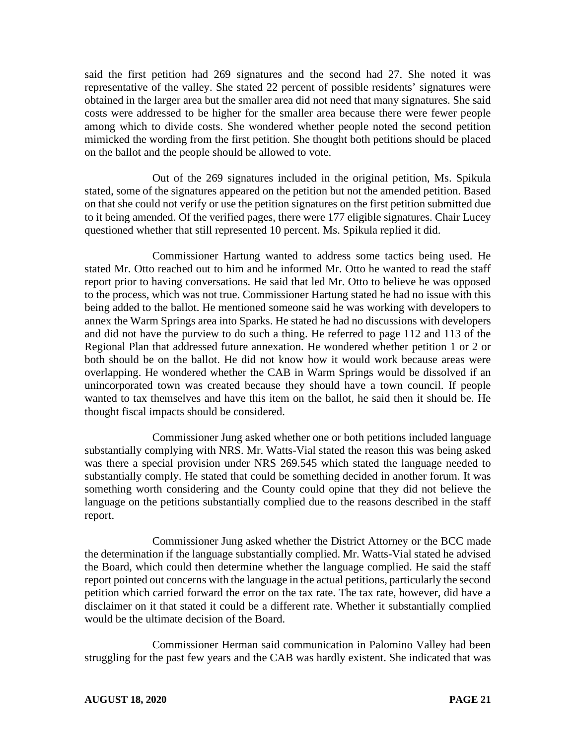said the first petition had 269 signatures and the second had 27. She noted it was representative of the valley. She stated 22 percent of possible residents' signatures were obtained in the larger area but the smaller area did not need that many signatures. She said costs were addressed to be higher for the smaller area because there were fewer people among which to divide costs. She wondered whether people noted the second petition mimicked the wording from the first petition. She thought both petitions should be placed on the ballot and the people should be allowed to vote.

Out of the 269 signatures included in the original petition, Ms. Spikula stated, some of the signatures appeared on the petition but not the amended petition. Based on that she could not verify or use the petition signatures on the first petition submitted due to it being amended. Of the verified pages, there were 177 eligible signatures. Chair Lucey questioned whether that still represented 10 percent. Ms. Spikula replied it did.

Commissioner Hartung wanted to address some tactics being used. He stated Mr. Otto reached out to him and he informed Mr. Otto he wanted to read the staff report prior to having conversations. He said that led Mr. Otto to believe he was opposed to the process, which was not true. Commissioner Hartung stated he had no issue with this being added to the ballot. He mentioned someone said he was working with developers to annex the Warm Springs area into Sparks. He stated he had no discussions with developers and did not have the purview to do such a thing. He referred to page 112 and 113 of the Regional Plan that addressed future annexation. He wondered whether petition 1 or 2 or both should be on the ballot. He did not know how it would work because areas were overlapping. He wondered whether the CAB in Warm Springs would be dissolved if an unincorporated town was created because they should have a town council. If people wanted to tax themselves and have this item on the ballot, he said then it should be. He thought fiscal impacts should be considered.

Commissioner Jung asked whether one or both petitions included language substantially complying with NRS. Mr. Watts-Vial stated the reason this was being asked was there a special provision under NRS 269.545 which stated the language needed to substantially comply. He stated that could be something decided in another forum. It was something worth considering and the County could opine that they did not believe the language on the petitions substantially complied due to the reasons described in the staff report.

Commissioner Jung asked whether the District Attorney or the BCC made the determination if the language substantially complied. Mr. Watts-Vial stated he advised the Board, which could then determine whether the language complied. He said the staff report pointed out concerns with the language in the actual petitions, particularly the second petition which carried forward the error on the tax rate. The tax rate, however, did have a disclaimer on it that stated it could be a different rate. Whether it substantially complied would be the ultimate decision of the Board.

Commissioner Herman said communication in Palomino Valley had been struggling for the past few years and the CAB was hardly existent. She indicated that was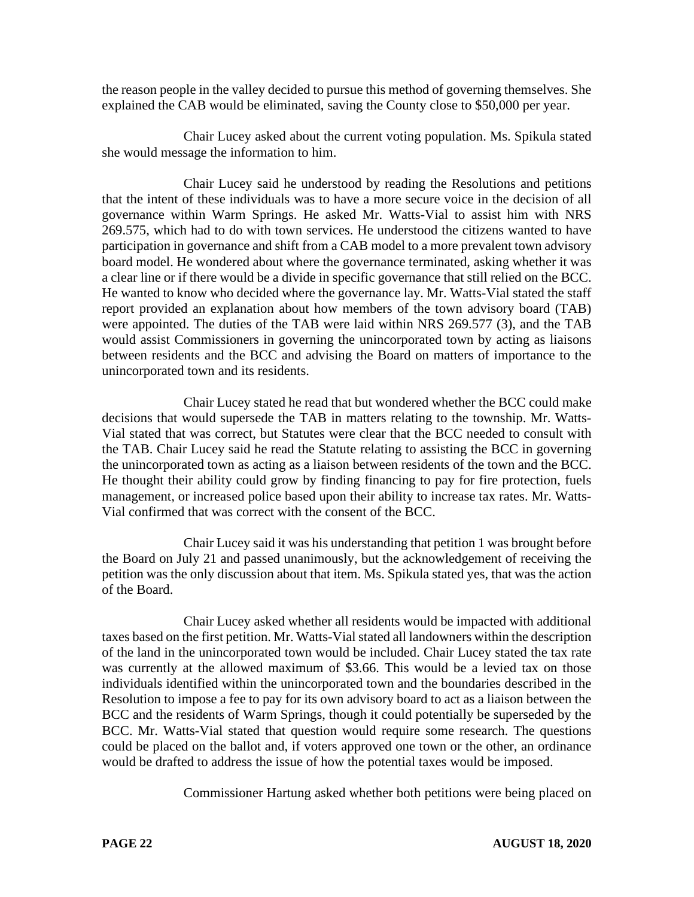the reason people in the valley decided to pursue this method of governing themselves. She explained the CAB would be eliminated, saving the County close to $50,000 per year.

Chair Lucey asked about the current voting population. Ms. Spikula stated she would message the information to him.

Chair Lucey said he understood by reading the Resolutions and petitions that the intent of these individuals was to have a more secure voice in the decision of all governance within Warm Springs. He asked Mr. Watts-Vial to assist him with NRS 269.575, which had to do with town services. He understood the citizens wanted to have participation in governance and shift from a CAB model to a more prevalent town advisory board model. He wondered about where the governance terminated, asking whether it was a clear line or if there would be a divide in specific governance that still relied on the BCC. He wanted to know who decided where the governance lay. Mr. Watts-Vial stated the staff report provided an explanation about how members of the town advisory board (TAB) were appointed. The duties of the TAB were laid within NRS 269.577 (3), and the TAB would assist Commissioners in governing the unincorporated town by acting as liaisons between residents and the BCC and advising the Board on matters of importance to the unincorporated town and its residents.

Chair Lucey stated he read that but wondered whether the BCC could make decisions that would supersede the TAB in matters relating to the township. Mr. Watts-Vial stated that was correct, but Statutes were clear that the BCC needed to consult with the TAB. Chair Lucey said he read the Statute relating to assisting the BCC in governing the unincorporated town as acting as a liaison between residents of the town and the BCC. He thought their ability could grow by finding financing to pay for fire protection, fuels management, or increased police based upon their ability to increase tax rates. Mr. Watts-Vial confirmed that was correct with the consent of the BCC.

Chair Lucey said it was his understanding that petition 1 was brought before the Board on July 21 and passed unanimously, but the acknowledgement of receiving the petition was the only discussion about that item. Ms. Spikula stated yes, that was the action of the Board.

Chair Lucey asked whether all residents would be impacted with additional taxes based on the first petition. Mr. Watts-Vial stated all landowners within the description of the land in the unincorporated town would be included. Chair Lucey stated the tax rate was currently at the allowed maximum of $3.66. This would be a levied tax on those individuals identified within the unincorporated town and the boundaries described in the Resolution to impose a fee to pay for its own advisory board to act as a liaison between the BCC and the residents of Warm Springs, though it could potentially be superseded by the BCC. Mr. Watts-Vial stated that question would require some research. The questions could be placed on the ballot and, if voters approved one town or the other, an ordinance would be drafted to address the issue of how the potential taxes would be imposed.

Commissioner Hartung asked whether both petitions were being placed on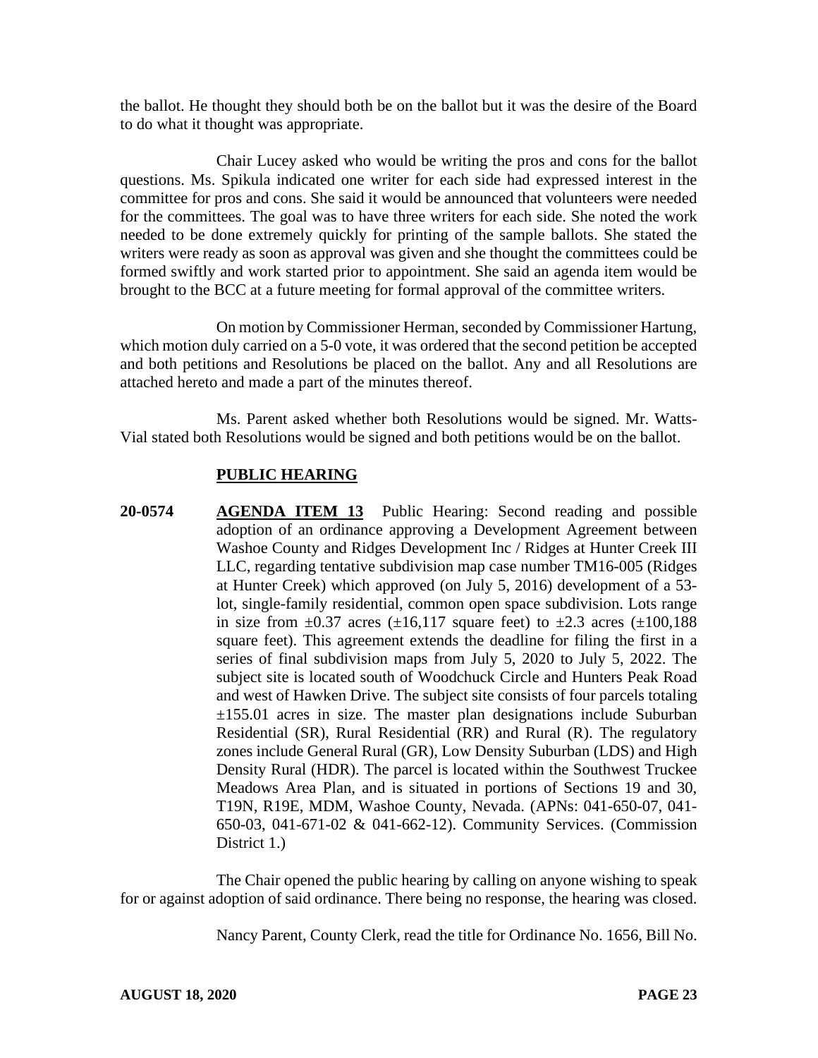the ballot. He thought they should both be on the ballot but it was the desire of the Board to do what it thought was appropriate.

Chair Lucey asked who would be writing the pros and cons for the ballot questions. Ms. Spikula indicated one writer for each side had expressed interest in the committee for pros and cons. She said it would be announced that volunteers were needed for the committees. The goal was to have three writers for each side. She noted the work needed to be done extremely quickly for printing of the sample ballots. She stated the writers were ready as soon as approval was given and she thought the committees could be formed swiftly and work started prior to appointment. She said an agenda item would be brought to the BCC at a future meeting for formal approval of the committee writers.

On motion by Commissioner Herman, seconded by Commissioner Hartung, which motion duly carried on a 5-0 vote, it was ordered that the second petition be accepted and both petitions and Resolutions be placed on the ballot. Any and all Resolutions are attached hereto and made a part of the minutes thereof.

Ms. Parent asked whether both Resolutions would be signed. Mr. Watts-Vial stated both Resolutions would be signed and both petitions would be on the ballot.

## PUBLIC HEARING

**20-0574** **AGENDA ITEM 13** Public Hearing: Second reading and possible adoption of an ordinance approving a Development Agreement between Washoe County and Ridges Development Inc / Ridges at Hunter Creek III LLC, regarding tentative subdivision map case number TM16-005 (Ridges at Hunter Creek) which approved (on July 5, 2016) development of a 53-lot, single-family residential, common open space subdivision. Lots range in size from ±0.37 acres (±16,117 square feet) to ±2.3 acres (±100,188 square feet). This agreement extends the deadline for filing the first in a series of final subdivision maps from July 5, 2020 to July 5, 2022. The subject site is located south of Woodchuck Circle and Hunters Peak Road and west of Hawken Drive. The subject site consists of four parcels totaling ±155.01 acres in size. The master plan designations include Suburban Residential (SR), Rural Residential (RR) and Rural (R). The regulatory zones include General Rural (GR), Low Density Suburban (LDS) and High Density Rural (HDR). The parcel is located within the Southwest Truckee Meadows Area Plan, and is situated in portions of Sections 19 and 30, T19N, R19E, MDM, Washoe County, Nevada. (APNs: 041-650-07, 041-650-03, 041-671-02 & 041-662-12). Community Services. (Commission District 1.)

The Chair opened the public hearing by calling on anyone wishing to speak for or against adoption of said ordinance. There being no response, the hearing was closed.

Nancy Parent, County Clerk, read the title for Ordinance No. 1656, Bill No.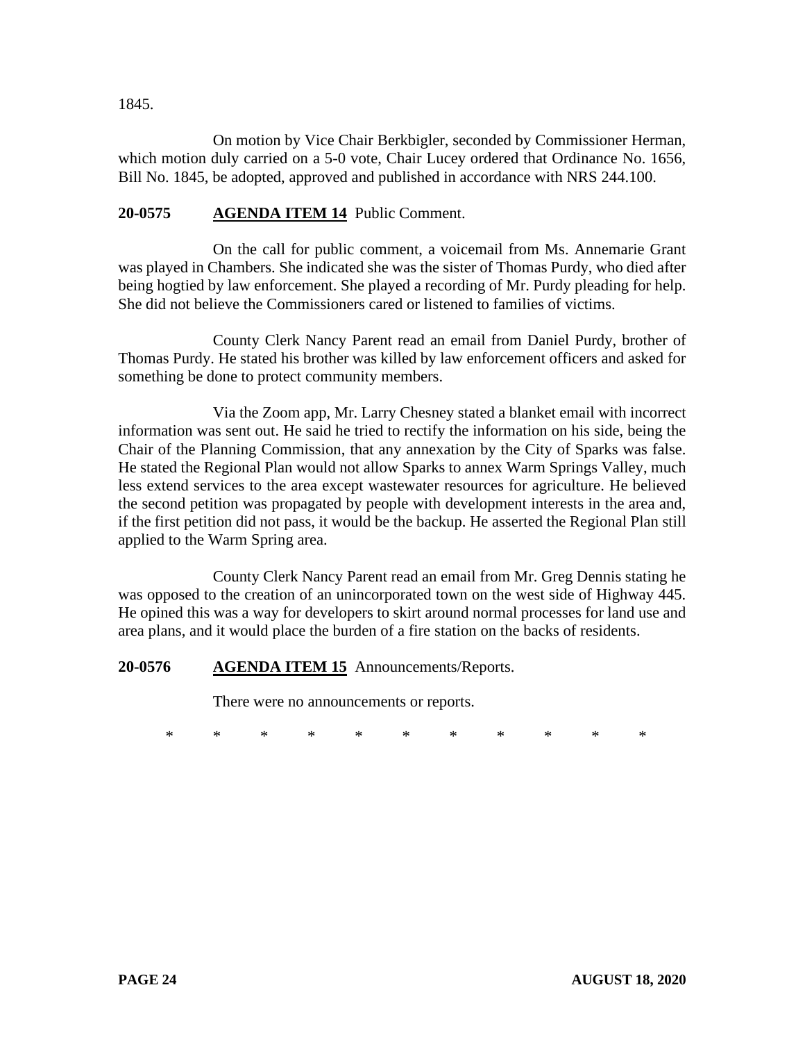1845.

On motion by Vice Chair Berkbigler, seconded by Commissioner Herman, which motion duly carried on a 5-0 vote, Chair Lucey ordered that Ordinance No. 1656, Bill No. 1845, be adopted, approved and published in accordance with NRS 244.100.

**20-0575 AGENDA ITEM 14** Public Comment.

On the call for public comment, a voicemail from Ms. Annemarie Grant was played in Chambers. She indicated she was the sister of Thomas Purdy, who died after being hogtied by law enforcement. She played a recording of Mr. Purdy pleading for help. She did not believe the Commissioners cared or listened to families of victims.

County Clerk Nancy Parent read an email from Daniel Purdy, brother of Thomas Purdy. He stated his brother was killed by law enforcement officers and asked for something be done to protect community members.

Via the Zoom app, Mr. Larry Chesney stated a blanket email with incorrect information was sent out. He said he tried to rectify the information on his side, being the Chair of the Planning Commission, that any annexation by the City of Sparks was false. He stated the Regional Plan would not allow Sparks to annex Warm Springs Valley, much less extend services to the area except wastewater resources for agriculture. He believed the second petition was propagated by people with development interests in the area and, if the first petition did not pass, it would be the backup. He asserted the Regional Plan still applied to the Warm Spring area.

County Clerk Nancy Parent read an email from Mr. Greg Dennis stating he was opposed to the creation of an unincorporated town on the west side of Highway 445. He opined this was a way for developers to skirt around normal processes for land use and area plans, and it would place the burden of a fire station on the backs of residents.

**20-0576 AGENDA ITEM 15** Announcements/Reports.

There were no announcements or reports.

\* \* \* \* \* \* \* \* \* \* \*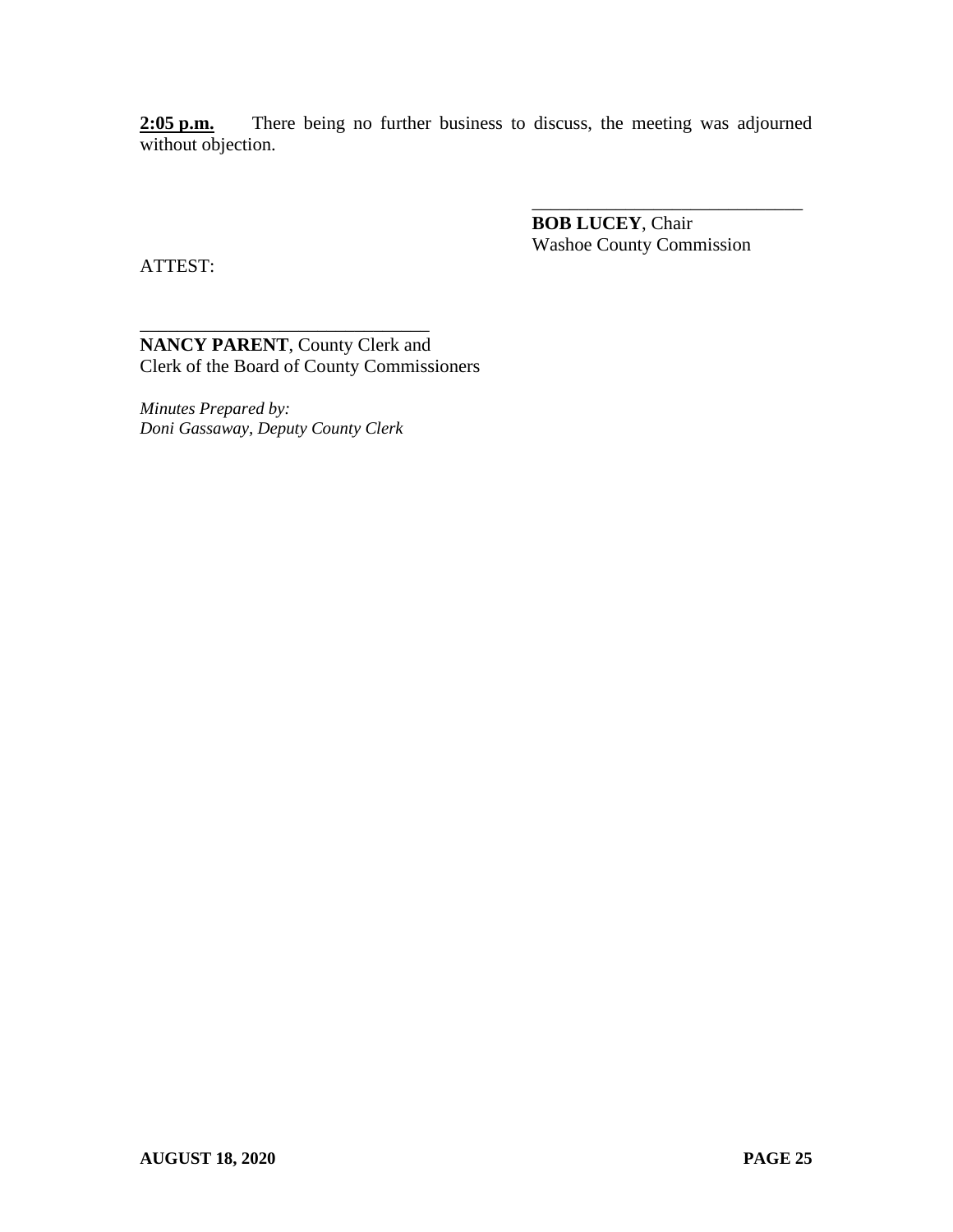**2:05 p.m.** There being no further business to discuss, the meeting was adjourned without objection.

\_\_\_\_\_\_\_\_\_\_\_\_\_\_\_\_\_\_\_\_\_\_\_\_\_\_\_\_\_\_
**BOB LUCEY**, Chair
Washoe County Commission

ATTEST:

\_\_\_\_\_\_\_\_\_\_\_\_\_\_\_\_\_\_\_\_\_\_\_\_\_\_\_\_\_\_
**NANCY PARENT**, County Clerk and
Clerk of the Board of County Commissioners

*Minutes Prepared by:*
*Doni Gassaway, Deputy County Clerk*